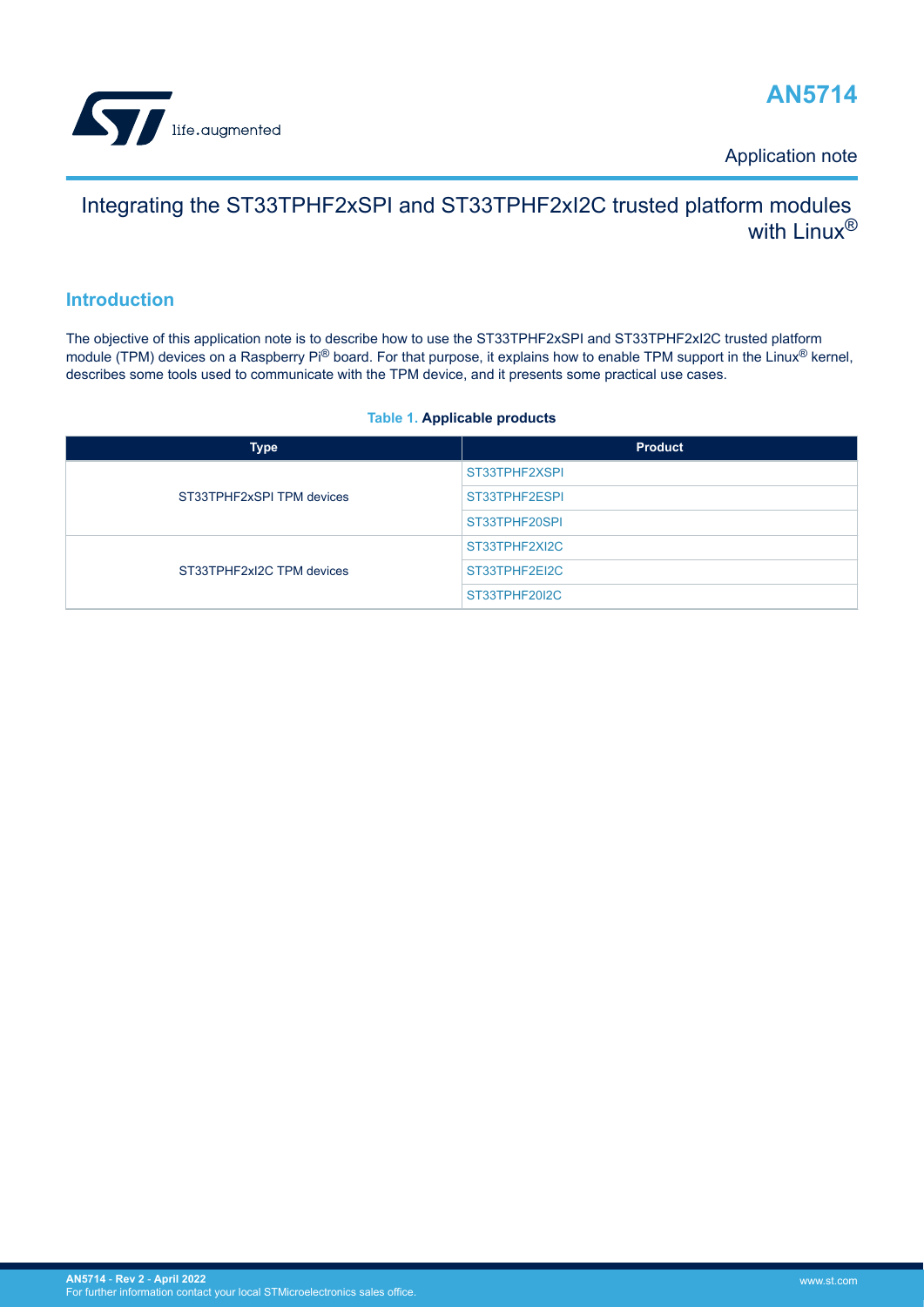# AN5714

Application note

## Integrating the ST33TPHF2xSPI and ST33TPHF2xI2C trusted platform modules with Linux®

## Introduction

The objective of this application note is to describe how to use the ST33TPHF2xSPI and ST33TPHF2xI2C trusted platform module (TPM) devices on a Raspberry Pi® board. For that purpose, it explains how to enable TPM support in the Linux® kernel, describes some tools used to communicate with the TPM device, and it presents some practical use cases.

**Table 1. Applicable products**

| Type | Product |
|---|---|
| ST33TPHF2xSPI TPM devices | ST33TPHF2XSPI |
| | ST33TPHF2ESPI |
| | ST33TPHF20SPI |
| ST33TPHF2xI2C TPM devices | ST33TPHF2XI2C |
| | ST33TPHF2EI2C |
| | ST33TPHF20I2C |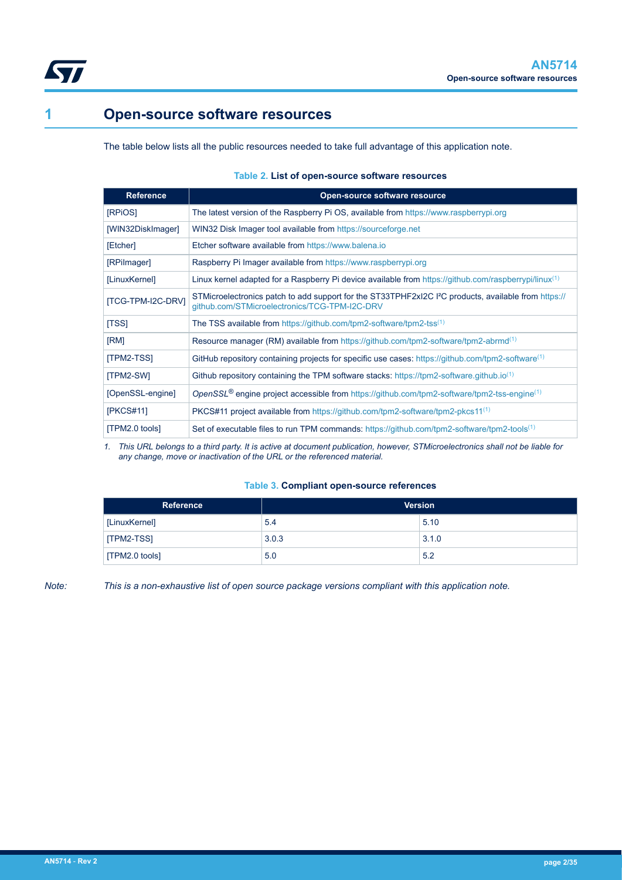# 1 Open-source software resources

The table below lists all the public resources needed to take full advantage of this application note.

**Table 2. List of open-source software resources**

| Reference | Open-source software resource |
|---|---|
| [RPiOS] | The latest version of the Raspberry Pi OS, available from https://www.raspberrypi.org |
| [WIN32DiskImager] | WIN32 Disk Imager tool available from https://sourceforge.net |
| [Etcher] | Etcher software available from https://www.balena.io |
| [RPiImager] | Raspberry Pi Imager available from https://www.raspberrypi.org |
| [LinuxKernel] | Linux kernel adapted for a Raspberry Pi device available from https://github.com/raspberrypi/linux(1) |
| [TCG-TPM-I2C-DRV] | STMicroelectronics patch to add support for the ST33TPHF2xI2C I²C products, available from https://github.com/STMicroelectronics/TCG-TPM-I2C-DRV |
| [TSS] | The TSS available from https://github.com/tpm2-software/tpm2-tss(1) |
| [RM] | Resource manager (RM) available from https://github.com/tpm2-software/tpm2-abrmd(1) |
| [TPM2-TSS] | GitHub repository containing projects for specific use cases: https://github.com/tpm2-software(1) |
| [TPM2-SW] | Github repository containing the TPM software stacks: https://tpm2-software.github.io(1) |
| [OpenSSL-engine] | *OpenSSL*® engine project accessible from https://github.com/tpm2-software/tpm2-tss-engine(1) |
| [PKCS#11] | PKCS#11 project available from https://github.com/tpm2-software/tpm2-pkcs11(1) |
| [TPM2.0 tools] | Set of executable files to run TPM commands: https://github.com/tpm2-software/tpm2-tools(1) |

1. *This URL belongs to a third party. It is active at document publication, however, STMicroelectronics shall not be liable for any change, move or inactivation of the URL or the referenced material.*

**Table 3. Compliant open-source references**

| Reference | Version | |
|---|---|---|
| [LinuxKernel] | 5.4 | 5.10 |
| [TPM2-TSS] | 3.0.3 | 3.1.0 |
| [TPM2.0 tools] | 5.0 | 5.2 |

*Note: This is a non-exhaustive list of open source package versions compliant with this application note.*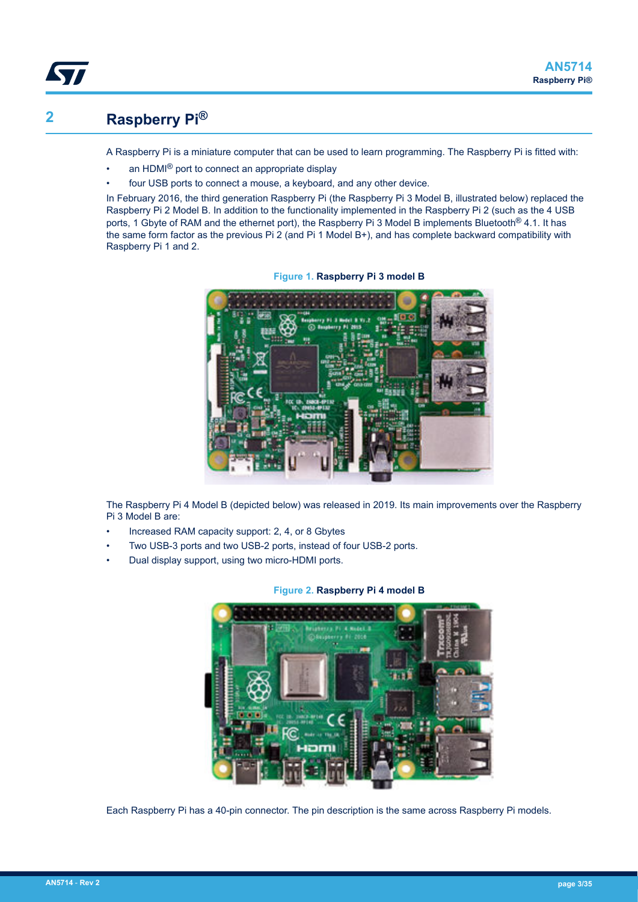## 2 Raspberry Pi®

A Raspberry Pi is a miniature computer that can be used to learn programming. The Raspberry Pi is fitted with:

- an HDMI® port to connect an appropriate display
- four USB ports to connect a mouse, a keyboard, and any other device.

In February 2016, the third generation Raspberry Pi (the Raspberry Pi 3 Model B, illustrated below) replaced the Raspberry Pi 2 Model B. In addition to the functionality implemented in the Raspberry Pi 2 (such as the 4 USB ports, 1 Gbyte of RAM and the ethernet port), the Raspberry Pi 3 Model B implements Bluetooth® 4.1. It has the same form factor as the previous Pi 2 (and Pi 1 Model B+), and has complete backward compatibility with Raspberry Pi 1 and 2.

**Figure 1. Raspberry Pi 3 model B**

The Raspberry Pi 4 Model B (depicted below) was released in 2019. Its main improvements over the Raspberry Pi 3 Model B are:

- Increased RAM capacity support: 2, 4, or 8 Gbytes
- Two USB-3 ports and two USB-2 ports, instead of four USB-2 ports.
- Dual display support, using two micro-HDMI ports.

**Figure 2. Raspberry Pi 4 model B**

Each Raspberry Pi has a 40-pin connector. The pin description is the same across Raspberry Pi models.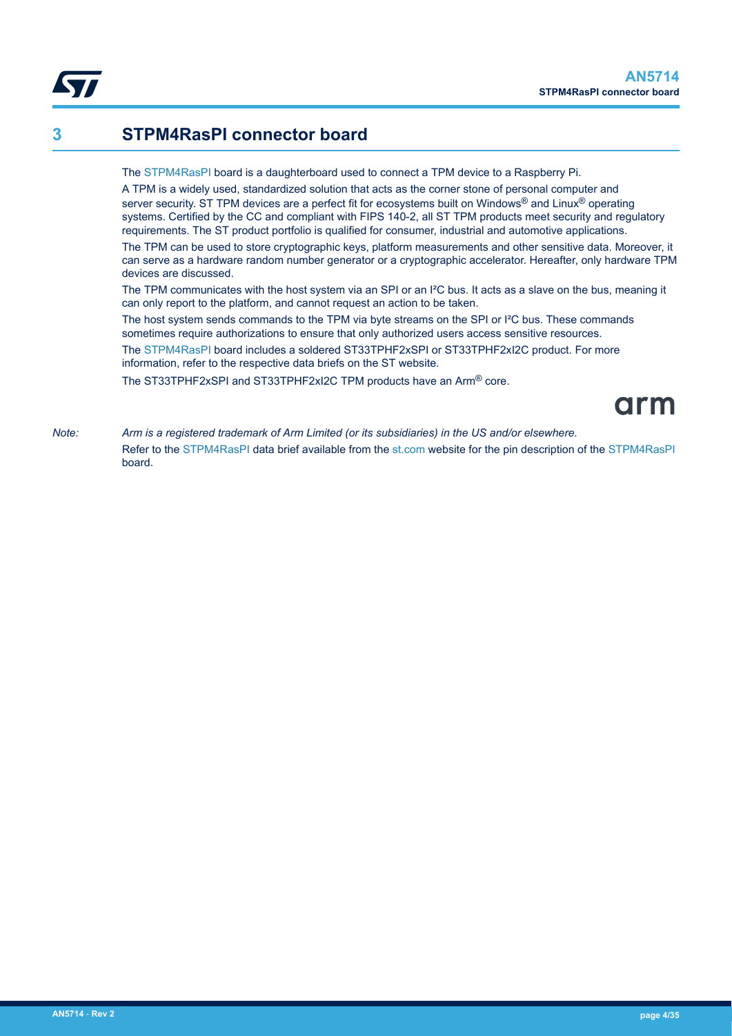# 3 STPM4RasPI connector board

The STPM4RasPI board is a daughterboard used to connect a TPM device to a Raspberry Pi.

A TPM is a widely used, standardized solution that acts as the corner stone of personal computer and server security. ST TPM devices are a perfect fit for ecosystems built on Windows® and Linux® operating systems. Certified by the CC and compliant with FIPS 140-2, all ST TPM products meet security and regulatory requirements. The ST product portfolio is qualified for consumer, industrial and automotive applications.

The TPM can be used to store cryptographic keys, platform measurements and other sensitive data. Moreover, it can serve as a hardware random number generator or a cryptographic accelerator. Hereafter, only hardware TPM devices are discussed.

The TPM communicates with the host system via an SPI or an I²C bus. It acts as a slave on the bus, meaning it can only report to the platform, and cannot request an action to be taken.

The host system sends commands to the TPM via byte streams on the SPI or I²C bus. These commands sometimes require authorizations to ensure that only authorized users access sensitive resources.

The STPM4RasPI board includes a soldered ST33TPHF2xSPI or ST33TPHF2xI2C product. For more information, refer to the respective data briefs on the ST website.

The ST33TPHF2xSPI and ST33TPHF2xI2C TPM products have an Arm® core.

arm

*Note: Arm is a registered trademark of Arm Limited (or its subsidiaries) in the US and/or elsewhere.*

Refer to the STPM4RasPI data brief available from the st.com website for the pin description of the STPM4RasPI board.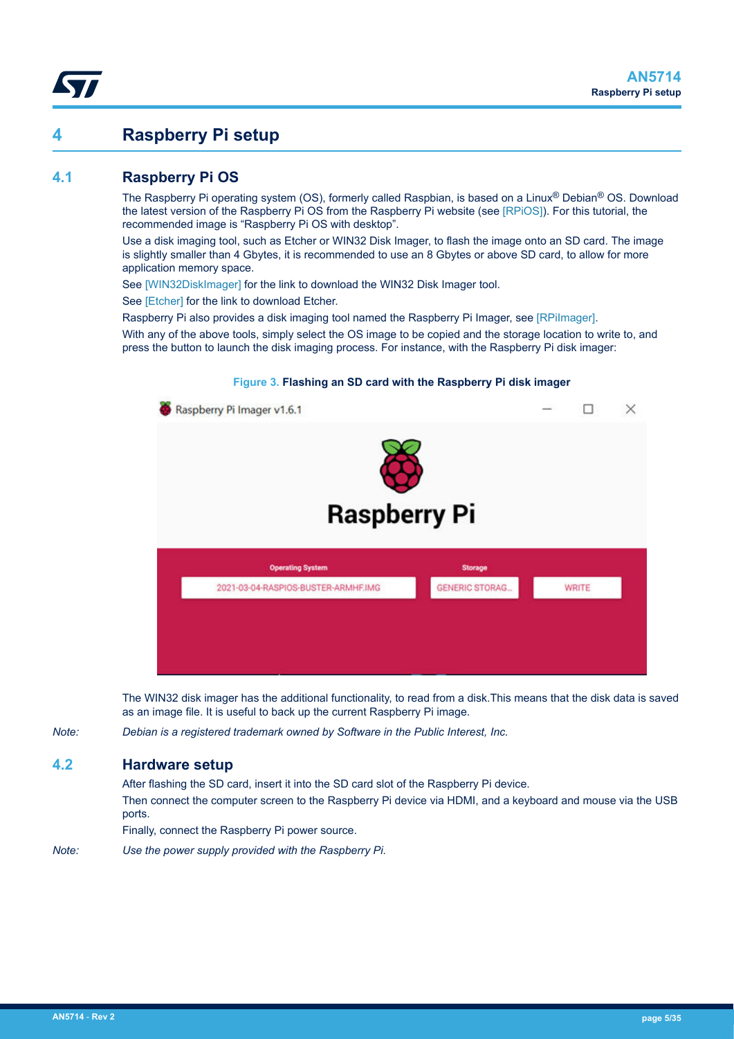# 4 Raspberry Pi setup

## 4.1 Raspberry Pi OS

The Raspberry Pi operating system (OS), formerly called Raspbian, is based on a Linux® Debian® OS. Download the latest version of the Raspberry Pi OS from the Raspberry Pi website (see [RPiOS]). For this tutorial, the recommended image is "Raspberry Pi OS with desktop".

Use a disk imaging tool, such as Etcher or WIN32 Disk Imager, to flash the image onto an SD card. The image is slightly smaller than 4 Gbytes, it is recommended to use an 8 Gbytes or above SD card, to allow for more application memory space.

See [WIN32DiskImager] for the link to download the WIN32 Disk Imager tool.

See [Etcher] for the link to download Etcher.

Raspberry Pi also provides a disk imaging tool named the Raspberry Pi Imager, see [RPiImager].

With any of the above tools, simply select the OS image to be copied and the storage location to write to, and press the button to launch the disk imaging process. For instance, with the Raspberry Pi disk imager:

**Figure 3. Flashing an SD card with the Raspberry Pi disk imager**

The WIN32 disk imager has the additional functionality, to read from a disk.This means that the disk data is saved as an image file. It is useful to back up the current Raspberry Pi image.

*Note: Debian is a registered trademark owned by Software in the Public Interest, Inc.*

## 4.2 Hardware setup

After flashing the SD card, insert it into the SD card slot of the Raspberry Pi device.

Then connect the computer screen to the Raspberry Pi device via HDMI, and a keyboard and mouse via the USB ports.

Finally, connect the Raspberry Pi power source.

*Note: Use the power supply provided with the Raspberry Pi.*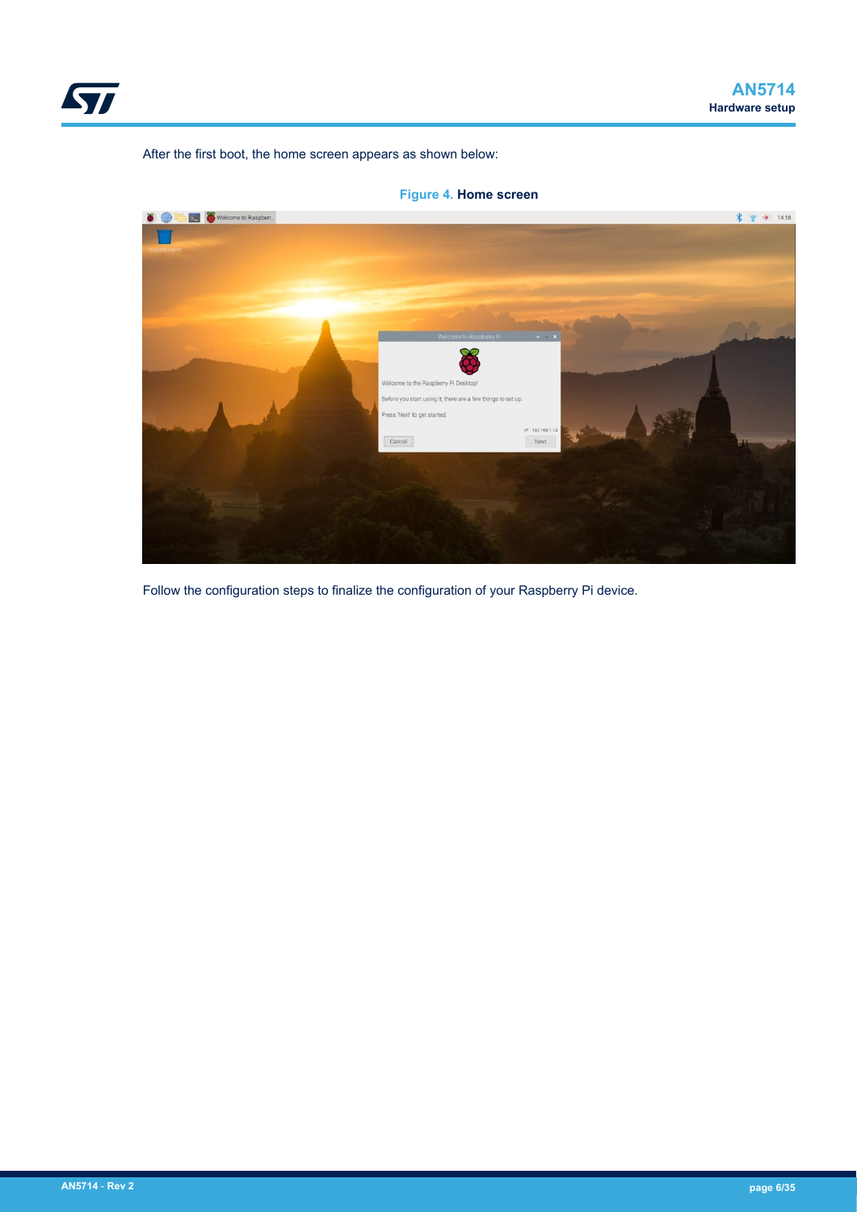After the first boot, the home screen appears as shown below:

**Figure 4. Home screen**

Follow the configuration steps to finalize the configuration of your Raspberry Pi device.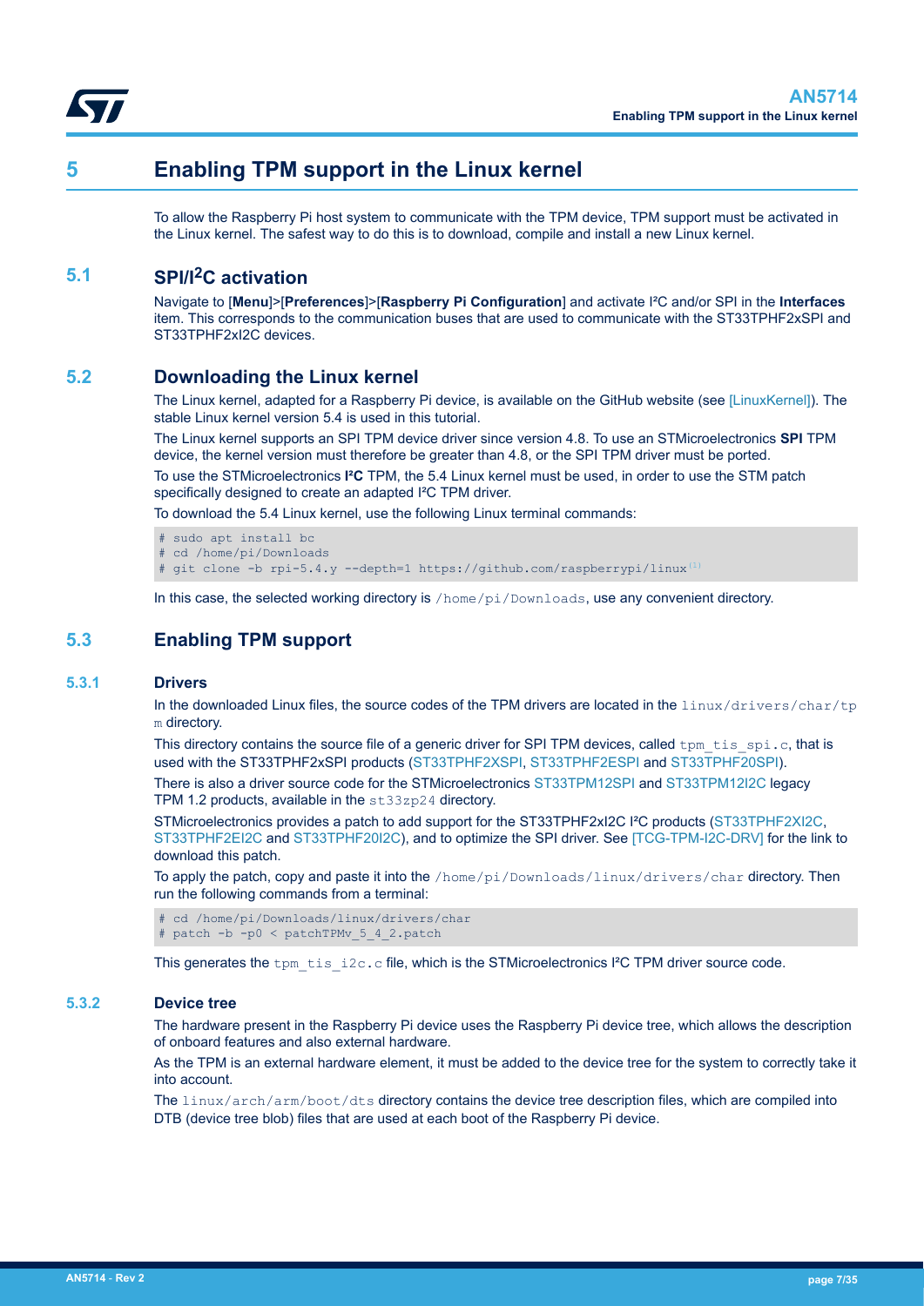# 5 Enabling TPM support in the Linux kernel

To allow the Raspberry Pi host system to communicate with the TPM device, TPM support must be activated in the Linux kernel. The safest way to do this is to download, compile and install a new Linux kernel.

## 5.1 SPI/I²C activation

Navigate to [**Menu**]>[**Preferences**]>[**Raspberry Pi Configuration**] and activate I²C and/or SPI in the **Interfaces** item. This corresponds to the communication buses that are used to communicate with the ST33TPHF2xSPI and ST33TPHF2xI2C devices.

## 5.2 Downloading the Linux kernel

The Linux kernel, adapted for a Raspberry Pi device, is available on the GitHub website (see [LinuxKernel]). The stable Linux kernel version 5.4 is used in this tutorial.

The Linux kernel supports an SPI TPM device driver since version 4.8. To use an STMicroelectronics **SPI** TPM device, the kernel version must therefore be greater than 4.8, or the SPI TPM driver must be ported.

To use the STMicroelectronics **I²C** TPM, the 5.4 Linux kernel must be used, in order to use the STM patch specifically designed to create an adapted I²C TPM driver.

To download the 5.4 Linux kernel, use the following Linux terminal commands:

```
# sudo apt install bc
# cd /home/pi/Downloads
# git clone -b rpi-5.4.y --depth=1 https://github.com/raspberrypi/linux(1)
```

In this case, the selected working directory is `/home/pi/Downloads`, use any convenient directory.

## 5.3 Enabling TPM support

### 5.3.1 Drivers

In the downloaded Linux files, the source codes of the TPM drivers are located in the `linux/drivers/char/tpm` directory.

This directory contains the source file of a generic driver for SPI TPM devices, called `tpm_tis_spi.c`, that is used with the ST33TPHF2xSPI products (ST33TPHF2XSPI, ST33TPHF2ESPI and ST33TPHF20SPI).

There is also a driver source code for the STMicroelectronics ST33TPM12SPI and ST33TPM12I2C legacy TPM 1.2 products, available in the `st33zp24` directory.

STMicroelectronics provides a patch to add support for the ST33TPHF2xI2C I²C products (ST33TPHF2XI2C, ST33TPHF2EI2C and ST33TPHF20I2C), and to optimize the SPI driver. See [TCG-TPM-I2C-DRV] for the link to download this patch.

To apply the patch, copy and paste it into the `/home/pi/Downloads/linux/drivers/char` directory. Then run the following commands from a terminal:

```
# cd /home/pi/Downloads/linux/drivers/char
# patch -b -p0 < patchTPMv_5_4_2.patch
```

This generates the `tpm_tis_i2c.c` file, which is the STMicroelectronics I²C TPM driver source code.

### 5.3.2 Device tree

The hardware present in the Raspberry Pi device uses the Raspberry Pi device tree, which allows the description of onboard features and also external hardware.

As the TPM is an external hardware element, it must be added to the device tree for the system to correctly take it into account.

The `linux/arch/arm/boot/dts` directory contains the device tree description files, which are compiled into DTB (device tree blob) files that are used at each boot of the Raspberry Pi device.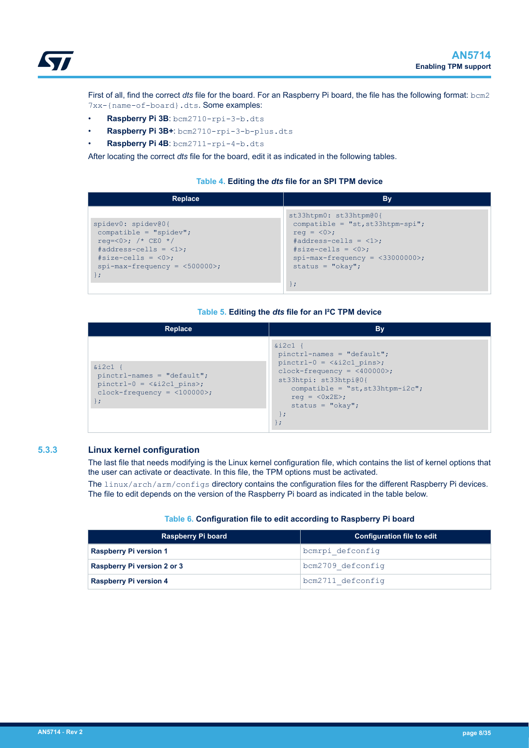First of all, find the correct *dts* file for the board. For an Raspberry Pi board, the file has the following format: `bcm27xx-{name-of-board}.dts`. Some examples:

- **Raspberry Pi 3B**: `bcm2710-rpi-3-b.dts`
- **Raspberry Pi 3B+**: `bcm2710-rpi-3-b-plus.dts`
- **Raspberry Pi 4B**: `bcm2711-rpi-4-b.dts`

After locating the correct *dts* file for the board, edit it as indicated in the following tables.

**Table 4. Editing the *dts* file for an SPI TPM device**

| Replace | By |
| --- | --- |
| `spidev0: spidev@0{`<br>`compatible = "spidev";`<br>`reg=<0>; /* CE0 */`<br>`#address-cells = <1>;`<br>`#size-cells = <0>;`<br>`spi-max-frequency = <500000>;`<br>`};` | `st33htpm0: st33htpm@0{`<br>`compatible = "st,st33htpm-spi";`<br>`reg = <0>;`<br>`#address-cells = <1>;`<br>`#size-cells = <0>;`<br>`spi-max-frequency = <33000000>;`<br>`status = "okay";`<br><br>`};` |

**Table 5. Editing the *dts* file for an I²C TPM device**

| Replace | By |
| --- | --- |
| `&i2c1 {`<br>`pinctrl-names = "default";`<br>`pinctrl-0 = <&i2c1_pins>;`<br>`clock-frequency = <100000>;`<br>`};` | `&i2c1 {`<br>`pinctrl-names = "default";`<br>`pinctrl-0 = <&i2c1_pins>;`<br>`clock-frequency = <400000>;`<br>`st33htpi: st33htpi@0{`<br>`compatible = "st,st33htpm-i2c";`<br>`reg = <0x2E>;`<br>`status = "okay";`<br>`};`<br>`};` |

### 5.3.3 Linux kernel configuration

The last file that needs modifying is the Linux kernel configuration file, which contains the list of kernel options that the user can activate or deactivate. In this file, the TPM options must be activated.

The `linux/arch/arm/configs` directory contains the configuration files for the different Raspberry Pi devices. The file to edit depends on the version of the Raspberry Pi board as indicated in the table below.

**Table 6. Configuration file to edit according to Raspberry Pi board**

| Raspberry Pi board | Configuration file to edit |
| --- | --- |
| **Raspberry Pi version 1** | `bcmrpi_defconfig` |
| **Raspberry Pi version 2 or 3** | `bcm2709_defconfig` |
| **Raspberry Pi version 4** | `bcm2711_defconfig` |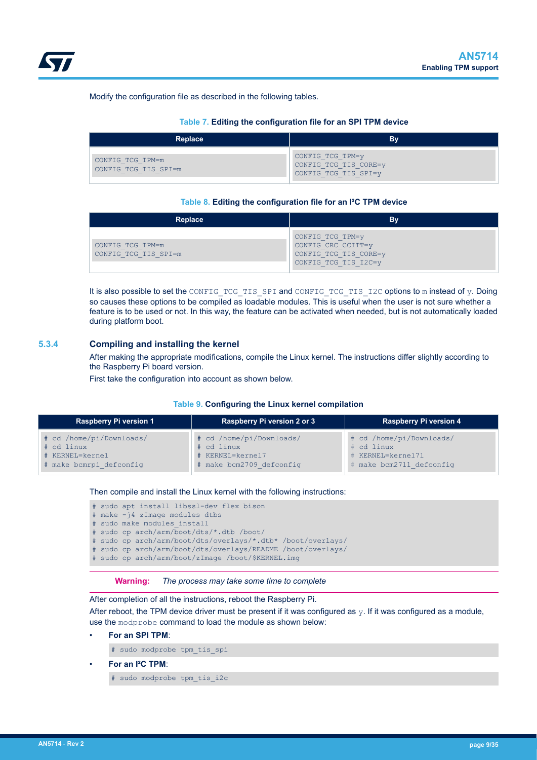Modify the configuration file as described in the following tables.

**Table 7. Editing the configuration file for an SPI TPM device**

| Replace | By |
|---|---|
| CONFIG_TCG_TPM=m<br>CONFIG_TCG_TIS_SPI=m | CONFIG_TCG_TPM=y<br>CONFIG_TCG_TIS_CORE=y<br>CONFIG_TCG_TIS_SPI=y |

**Table 8. Editing the configuration file for an I²C TPM device**

| Replace | By |
|---|---|
| CONFIG_TCG_TPM=m<br>CONFIG_TCG_TIS_SPI=m | CONFIG_TCG_TPM=y<br>CONFIG_CRC_CCITT=y<br>CONFIG_TCG_TIS_CORE=y<br>CONFIG_TCG_TIS_I2C=y |

It is also possible to set the `CONFIG_TCG_TIS_SPI` and `CONFIG_TCG_TIS_I2C` options to `m` instead of `y`. Doing so causes these options to be compiled as loadable modules. This is useful when the user is not sure whether a feature is to be used or not. In this way, the feature can be activated when needed, but is not automatically loaded during platform boot.

### 5.3.4 Compiling and installing the kernel

After making the appropriate modifications, compile the Linux kernel. The instructions differ slightly according to the Raspberry Pi board version.

First take the configuration into account as shown below.

**Table 9. Configuring the Linux kernel compilation**

| Raspberry Pi version 1 | Raspberry Pi version 2 or 3 | Raspberry Pi version 4 |
|---|---|---|
| # cd /home/pi/Downloads/<br># cd linux<br># KERNEL=kernel<br># make bcmrpi_defconfig | # cd /home/pi/Downloads/<br># cd linux<br># KERNEL=kernel7<br># make bcm2709_defconfig | # cd /home/pi/Downloads/<br># cd linux<br># KERNEL=kernel7l<br># make bcm2711_defconfig |

Then compile and install the Linux kernel with the following instructions:

```
# sudo apt install libssl-dev flex bison
# make -j4 zImage modules dtbs
# sudo make modules_install
# sudo cp arch/arm/boot/dts/*.dtb /boot/
# sudo cp arch/arm/boot/dts/overlays/*.dtb* /boot/overlays/
# sudo cp arch/arm/boot/dts/overlays/README /boot/overlays/
# sudo cp arch/arm/boot/zImage /boot/$KERNEL.img
```

**Warning:** *The process may take some time to complete*

After completion of all the instructions, reboot the Raspberry Pi.

After reboot, the TPM device driver must be present if it was configured as `y`. If it was configured as a module, use the `modprobe` command to load the module as shown below:

- **For an SPI TPM**:

```
# sudo modprobe tpm_tis_spi
```

- **For an I²C TPM**:

```
# sudo modprobe tpm_tis_i2c
```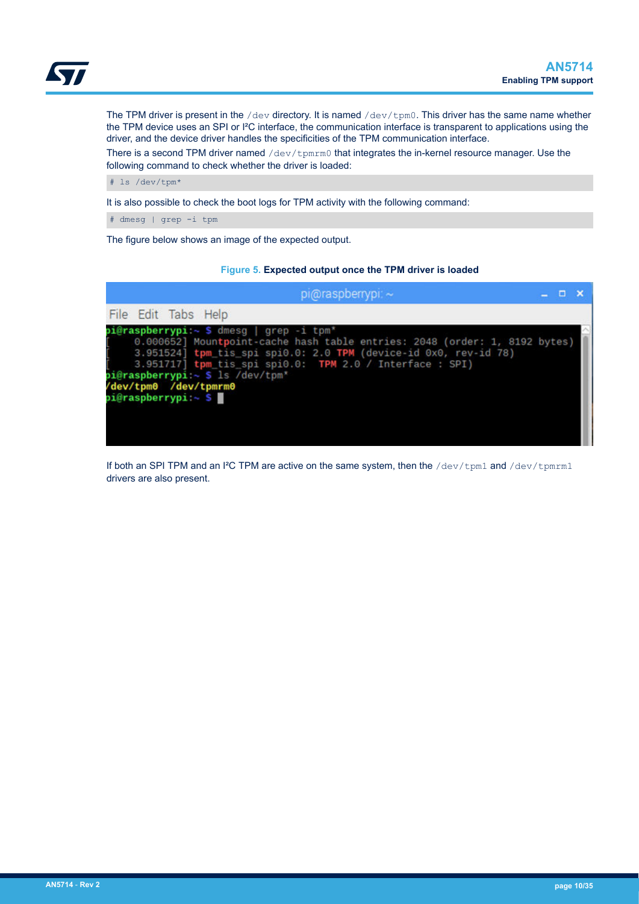The TPM driver is present in the `/dev` directory. It is named `/dev/tpm0`. This driver has the same name whether the TPM device uses an SPI or I²C interface, the communication interface is transparent to applications using the driver, and the device driver handles the specificities of the TPM communication interface.

There is a second TPM driver named `/dev/tpmrm0` that integrates the in-kernel resource manager. Use the following command to check whether the driver is loaded:

```
# ls /dev/tpm*
```

It is also possible to check the boot logs for TPM activity with the following command:

```
# dmesg | grep -i tpm
```

The figure below shows an image of the expected output.

**Figure 5. Expected output once the TPM driver is loaded**

```
pi@raspberrypi:~ $ dmesg | grep -i tpm*
[    0.000652] Mountpoint-cache hash table entries: 2048 (order: 1, 8192 bytes)
[    3.951524] tpm_tis_spi spi0.0: 2.0 TPM (device-id 0x0, rev-id 78)
[    3.951717] tpm_tis_spi spi0.0:  TPM 2.0 / Interface : SPI)
pi@raspberrypi:~ $ ls /dev/tpm*
/dev/tpm0  /dev/tpmrm0
pi@raspberrypi:~ $
```

If both an SPI TPM and an I²C TPM are active on the same system, then the `/dev/tpm1` and `/dev/tpmrm1` drivers are also present.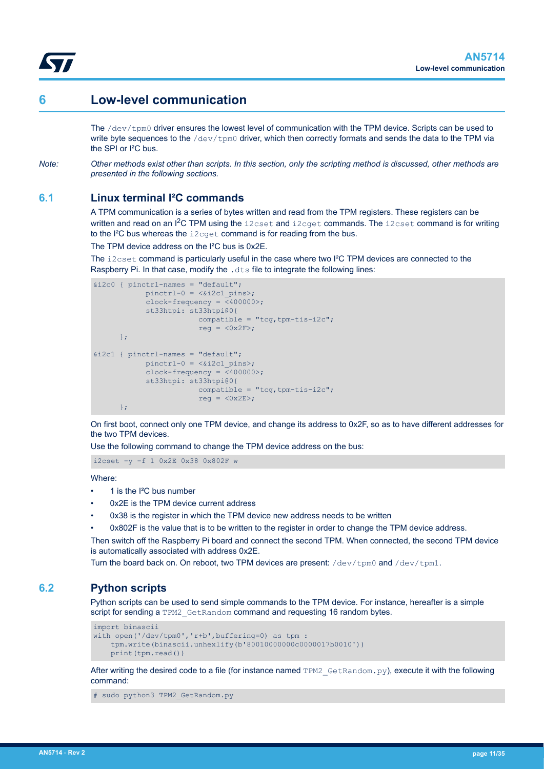# 6 Low-level communication

The /dev/tpm0 driver ensures the lowest level of communication with the TPM device. Scripts can be used to write byte sequences to the /dev/tpm0 driver, which then correctly formats and sends the data to the TPM via the SPI or I²C bus.

*Note: Other methods exist other than scripts. In this section, only the scripting method is discussed, other methods are presented in the following sections.*

## 6.1 Linux terminal I²C commands

A TPM communication is a series of bytes written and read from the TPM registers. These registers can be written and read on an I²C TPM using the i2cset and i2cget commands. The i2cset command is for writing to the I²C bus whereas the i2cget command is for reading from the bus.

The TPM device address on the I²C bus is 0x2E.

The i2cset command is particularly useful in the case where two I²C TPM devices are connected to the Raspberry Pi. In that case, modify the .dts file to integrate the following lines:

```
&i2c0 { pinctrl-names = "default";
            pinctrl-0 = <&i2c1_pins>;
            clock-frequency = <400000>;
            st33htpi: st33htpi@0{
                        compatible = "tcg,tpm-tis-i2c";
                        reg = <0x2F>;
      };

&i2c1 { pinctrl-names = "default";
            pinctrl-0 = <&i2c1_pins>;
            clock-frequency = <400000>;
            st33htpi: st33htpi@0{
                        compatible = "tcg,tpm-tis-i2c";
                        reg = <0x2E>;
      };
```

On first boot, connect only one TPM device, and change its address to 0x2F, so as to have different addresses for the two TPM devices.

Use the following command to change the TPM device address on the bus:

```
i2cset -y -f 1 0x2E 0x38 0x802F w
```

Where:

- 1 is the I²C bus number
- 0x2E is the TPM device current address
- 0x38 is the register in which the TPM device new address needs to be written
- 0x802F is the value that is to be written to the register in order to change the TPM device address.

Then switch off the Raspberry Pi board and connect the second TPM. When connected, the second TPM device is automatically associated with address 0x2E.

Turn the board back on. On reboot, two TPM devices are present: /dev/tpm0 and /dev/tpm1.

## 6.2 Python scripts

Python scripts can be used to send simple commands to the TPM device. For instance, hereafter is a simple script for sending a TPM2_GetRandom command and requesting 16 random bytes.

```
import binascii
with open('/dev/tpm0','r+b',buffering=0) as tpm :
    tpm.write(binascii.unhexlify(b'80010000000c0000017b0010'))
    print(tpm.read())
```

After writing the desired code to a file (for instance named TPM2_GetRandom.py), execute it with the following command:

```
# sudo python3 TPM2_GetRandom.py
```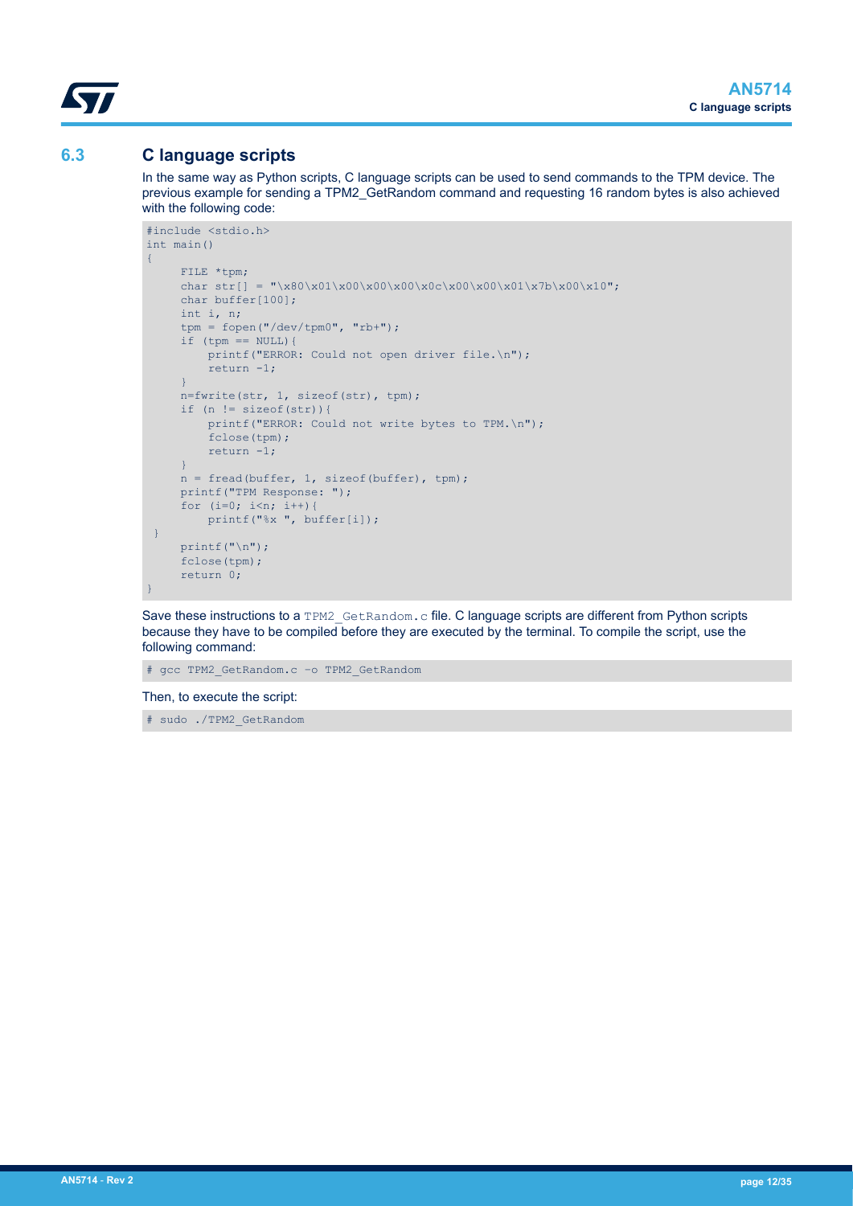## 6.3 C language scripts

In the same way as Python scripts, C language scripts can be used to send commands to the TPM device. The previous example for sending a TPM2_GetRandom command and requesting 16 random bytes is also achieved with the following code:

```
#include <stdio.h>
int main()
{
     FILE *tpm;
     char str[] = "\x80\x01\x00\x00\x00\x0c\x00\x00\x01\x7b\x00\x10";
     char buffer[100];
     int i, n;
     tpm = fopen("/dev/tpm0", "rb+");
     if (tpm == NULL){
         printf("ERROR: Could not open driver file.\n");
         return -1;
     }
     n=fwrite(str, 1, sizeof(str), tpm);
     if (n != sizeof(str)){
         printf("ERROR: Could not write bytes to TPM.\n");
         fclose(tpm);
         return -1;
     }
     n = fread(buffer, 1, sizeof(buffer), tpm);
     printf("TPM Response: ");
     for (i=0; i<n; i++){
         printf("%x ", buffer[i]);
 }
     printf("\n");
     fclose(tpm);
     return 0;
}
```

Save these instructions to a `TPM2_GetRandom.c` file. C language scripts are different from Python scripts because they have to be compiled before they are executed by the terminal. To compile the script, use the following command:

```
# gcc TPM2_GetRandom.c -o TPM2_GetRandom
```

Then, to execute the script:

```
# sudo ./TPM2_GetRandom
```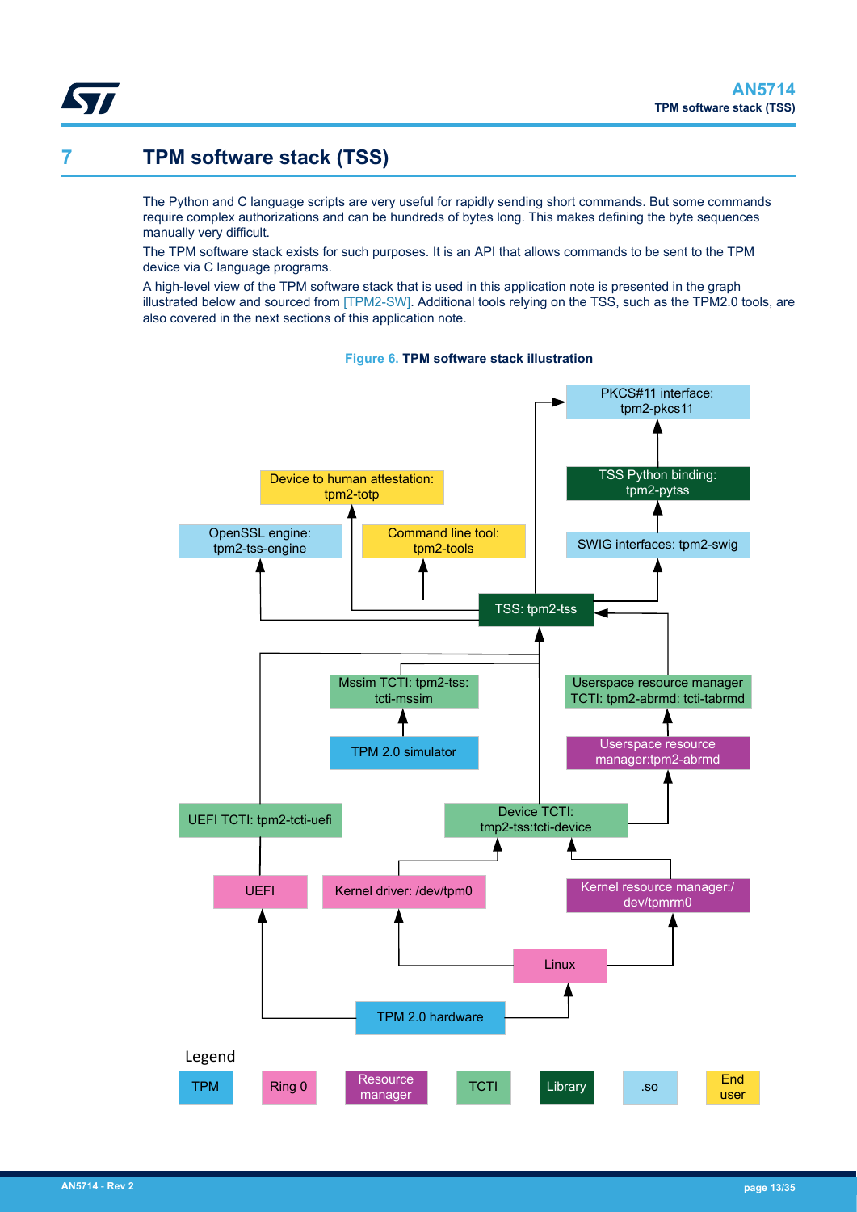# 7 TPM software stack (TSS)

The Python and C language scripts are very useful for rapidly sending short commands. But some commands require complex authorizations and can be hundreds of bytes long. This makes defining the byte sequences manually very difficult.

The TPM software stack exists for such purposes. It is an API that allows commands to be sent to the TPM device via C language programs.

A high-level view of the TPM software stack that is used in this application note is presented in the graph illustrated below and sourced from [TPM2-SW]. Additional tools relying on the TSS, such as the TPM2.0 tools, are also covered in the next sections of this application note.

**Figure 6. TPM software stack illustration**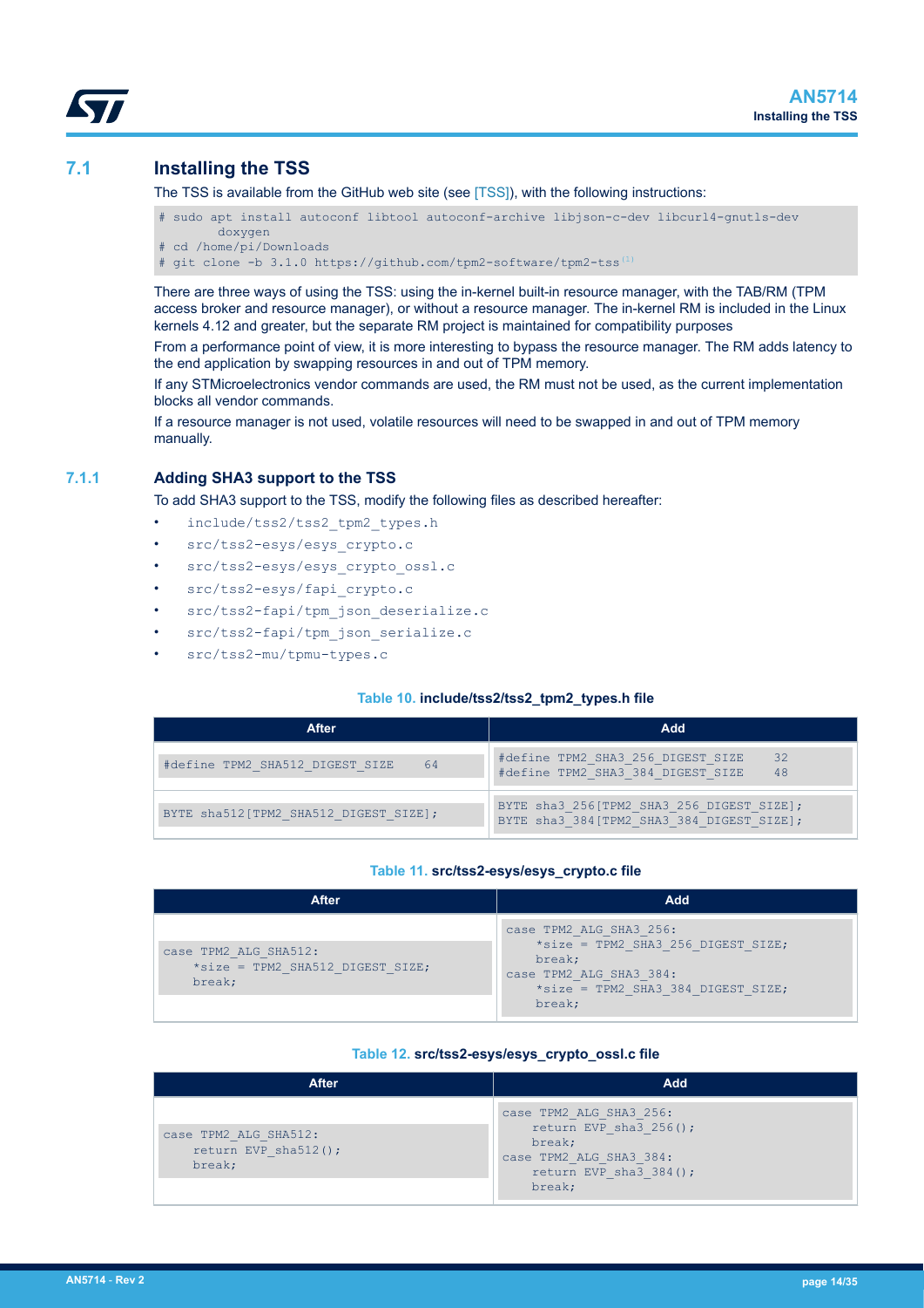## 7.1 Installing the TSS

The TSS is available from the GitHub web site (see [TSS]), with the following instructions:

```
# sudo apt install autoconf libtool autoconf-archive libjson-c-dev libcurl4-gnutls-dev
        doxygen
# cd /home/pi/Downloads
# git clone -b 3.1.0 https://github.com/tpm2-software/tpm2-tss (1)
```

There are three ways of using the TSS: using the in-kernel built-in resource manager, with the TAB/RM (TPM access broker and resource manager), or without a resource manager. The in-kernel RM is included in the Linux kernels 4.12 and greater, but the separate RM project is maintained for compatibility purposes

From a performance point of view, it is more interesting to bypass the resource manager. The RM adds latency to the end application by swapping resources in and out of TPM memory.

If any STMicroelectronics vendor commands are used, the RM must not be used, as the current implementation blocks all vendor commands.

If a resource manager is not used, volatile resources will need to be swapped in and out of TPM memory manually.

### 7.1.1 Adding SHA3 support to the TSS

To add SHA3 support to the TSS, modify the following files as described hereafter:

- `include/tss2/tss2_tpm2_types.h`
- `src/tss2-esys/esys_crypto.c`
- `src/tss2-esys/esys_crypto_ossl.c`
- `src/tss2-esys/fapi_crypto.c`
- `src/tss2-fapi/tpm_json_deserialize.c`
- `src/tss2-fapi/tpm_json_serialize.c`
- `src/tss2-mu/tpmu-types.c`

**Table 10. include/tss2/tss2_tpm2_types.h file**

| After | Add |
|---|---|
| `#define TPM2_SHA512_DIGEST_SIZE 64` | `#define TPM2_SHA3_256_DIGEST_SIZE 32`<br>`#define TPM2_SHA3_384_DIGEST_SIZE 48` |
| `BYTE sha512[TPM2_SHA512_DIGEST_SIZE];` | `BYTE sha3_256[TPM2_SHA3_256_DIGEST_SIZE];`<br>`BYTE sha3_384[TPM2_SHA3_384_DIGEST_SIZE];` |

**Table 11. src/tss2-esys/esys_crypto.c file**

| After | Add |
|---|---|
| `case TPM2_ALG_SHA512:`<br>`    *size = TPM2_SHA512_DIGEST_SIZE;`<br>`    break;` | `case TPM2_ALG_SHA3_256:`<br>`    *size = TPM2_SHA3_256_DIGEST_SIZE;`<br>`    break;`<br>`case TPM2_ALG_SHA3_384:`<br>`    *size = TPM2_SHA3_384_DIGEST_SIZE;`<br>`    break;` |

**Table 12. src/tss2-esys/esys_crypto_ossl.c file**

| After | Add |
|---|---|
| `case TPM2_ALG_SHA512:`<br>`    return EVP_sha512();`<br>`    break;` | `case TPM2_ALG_SHA3_256:`<br>`    return EVP_sha3_256();`<br>`    break;`<br>`case TPM2_ALG_SHA3_384:`<br>`    return EVP_sha3_384();`<br>`    break;` |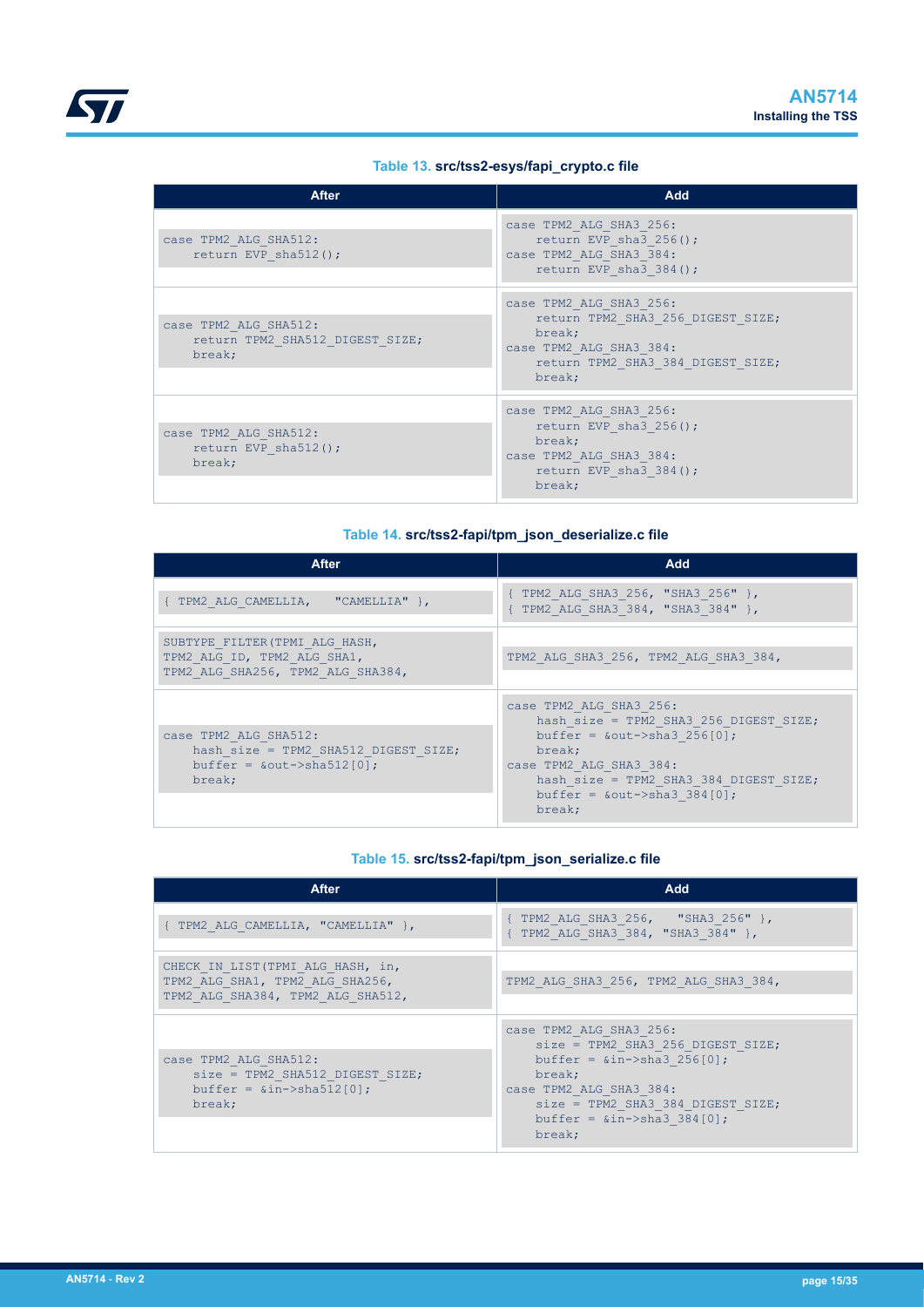**Table 13. src/tss2-esys/fapi_crypto.c file**

| After | Add |
|---|---|
| `case TPM2_ALG_SHA512:`<br>`    return EVP_sha512();` | `case TPM2_ALG_SHA3_256:`<br>`    return EVP_sha3_256();`<br>`case TPM2_ALG_SHA3_384:`<br>`    return EVP_sha3_384();` |
| `case TPM2_ALG_SHA512:`<br>`    return TPM2_SHA512_DIGEST_SIZE;`<br>`    break;` | `case TPM2_ALG_SHA3_256:`<br>`    return TPM2_SHA3_256_DIGEST_SIZE;`<br>`    break;`<br>`case TPM2_ALG_SHA3_384:`<br>`    return TPM2_SHA3_384_DIGEST_SIZE;`<br>`    break;` |
| `case TPM2_ALG_SHA512:`<br>`    return EVP_sha512();`<br>`    break;` | `case TPM2_ALG_SHA3_256:`<br>`    return EVP_sha3_256();`<br>`    break;`<br>`case TPM2_ALG_SHA3_384:`<br>`    return EVP_sha3_384();`<br>`    break;` |

**Table 14. src/tss2-fapi/tpm_json_deserialize.c file**

| After | Add |
|---|---|
| `{ TPM2_ALG_CAMELLIA,   "CAMELLIA" },` | `{ TPM2_ALG_SHA3_256, "SHA3_256" },`<br>`{ TPM2_ALG_SHA3_384, "SHA3_384" },` |
| `SUBTYPE_FILTER(TPMI_ALG_HASH,`<br>`TPM2_ALG_ID, TPM2_ALG_SHA1,`<br>`TPM2_ALG_SHA256, TPM2_ALG_SHA384,` | `TPM2_ALG_SHA3_256, TPM2_ALG_SHA3_384,` |
| `case TPM2_ALG_SHA512:`<br>`    hash_size = TPM2_SHA512_DIGEST_SIZE;`<br>`    buffer = &out->sha512[0];`<br>`    break;` | `case TPM2_ALG_SHA3_256:`<br>`    hash_size = TPM2_SHA3_256_DIGEST_SIZE;`<br>`    buffer = &out->sha3_256[0];`<br>`    break;`<br>`case TPM2_ALG_SHA3_384:`<br>`    hash_size = TPM2_SHA3_384_DIGEST_SIZE;`<br>`    buffer = &out->sha3_384[0];`<br>`    break;` |

**Table 15. src/tss2-fapi/tpm_json_serialize.c file**

| After | Add |
|---|---|
| `{ TPM2_ALG_CAMELLIA, "CAMELLIA" },` | `{ TPM2_ALG_SHA3_256,   "SHA3_256" },`<br>`{ TPM2_ALG_SHA3_384, "SHA3_384" },` |
| `CHECK_IN_LIST(TPMI_ALG_HASH, in,`<br>`TPM2_ALG_SHA1, TPM2_ALG_SHA256,`<br>`TPM2_ALG_SHA384, TPM2_ALG_SHA512,` | `TPM2_ALG_SHA3_256, TPM2_ALG_SHA3_384,` |
| `case TPM2_ALG_SHA512:`<br>`    size = TPM2_SHA512_DIGEST_SIZE;`<br>`    buffer = &in->sha512[0];`<br>`    break;` | `case TPM2_ALG_SHA3_256:`<br>`    size = TPM2_SHA3_256_DIGEST_SIZE;`<br>`    buffer = &in->sha3_256[0];`<br>`    break;`<br>`case TPM2_ALG_SHA3_384:`<br>`    size = TPM2_SHA3_384_DIGEST_SIZE;`<br>`    buffer = &in->sha3_384[0];`<br>`    break;` |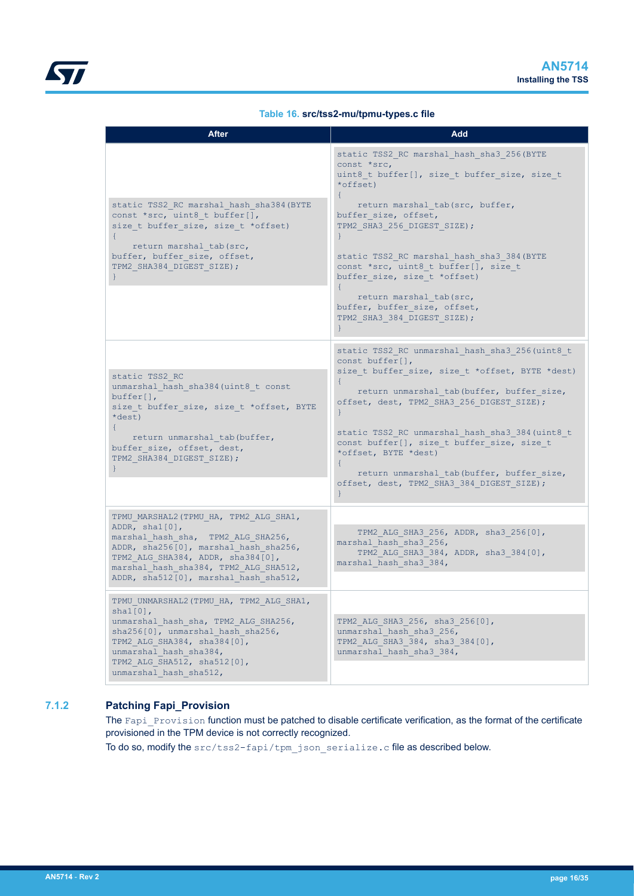**Table 16. src/tss2-mu/tpmu-types.c file**

| After | Add |
| --- | --- |
| `static TSS2_RC marshal_hash_sha384(BYTE const *src, uint8_t buffer[], size_t buffer_size, size_t *offset) { return marshal_tab(src, buffer, buffer_size, offset, TPM2_SHA384_DIGEST_SIZE); }` | `static TSS2_RC marshal_hash_sha3_256(BYTE const *src, uint8_t buffer[], size_t buffer_size, size_t *offset) { return marshal_tab(src, buffer, buffer_size, offset, TPM2_SHA3_256_DIGEST_SIZE); } static TSS2_RC marshal_hash_sha3_384(BYTE const *src, uint8_t buffer[], size_t buffer_size, size_t *offset) { return marshal_tab(src, buffer, buffer_size, offset, TPM2_SHA3_384_DIGEST_SIZE); }` |
| `static TSS2_RC unmarshal_hash_sha384(uint8_t const buffer[], size_t buffer_size, size_t *offset, BYTE *dest) { return unmarshal_tab(buffer, buffer_size, offset, dest, TPM2_SHA384_DIGEST_SIZE); }` | `static TSS2_RC unmarshal_hash_sha3_256(uint8_t const buffer[], size_t buffer_size, size_t *offset, BYTE *dest) { return unmarshal_tab(buffer, buffer_size, offset, dest, TPM2_SHA3_256_DIGEST_SIZE); } static TSS2_RC unmarshal_hash_sha3_384(uint8_t const buffer[], size_t buffer_size, size_t *offset, BYTE *dest) { return unmarshal_tab(buffer, buffer_size, offset, dest, TPM2_SHA3_384_DIGEST_SIZE); }` |
| `TPMU_MARSHAL2(TPMU_HA, TPM2_ALG_SHA1, ADDR, sha1[0], marshal_hash_sha, TPM2_ALG_SHA256, ADDR, sha256[0], marshal_hash_sha256, TPM2_ALG_SHA384, ADDR, sha384[0], marshal_hash_sha384, TPM2_ALG_SHA512, ADDR, sha512[0], marshal_hash_sha512,` | `TPM2_ALG_SHA3_256, ADDR, sha3_256[0], marshal_hash_sha3_256, TPM2_ALG_SHA3_384, ADDR, sha3_384[0], marshal_hash_sha3_384,` |
| `TPMU_UNMARSHAL2(TPMU_HA, TPM2_ALG_SHA1, sha1[0], unmarshal_hash_sha, TPM2_ALG_SHA256, sha256[0], unmarshal_hash_sha256, TPM2_ALG_SHA384, sha384[0], unmarshal_hash_sha384, TPM2_ALG_SHA512, sha512[0], unmarshal_hash_sha512,` | `TPM2_ALG_SHA3_256, sha3_256[0], unmarshal_hash_sha3_256, TPM2_ALG_SHA3_384, sha3_384[0], unmarshal_hash_sha3_384,` |

### 7.1.2 Patching Fapi_Provision

The `Fapi_Provision` function must be patched to disable certificate verification, as the format of the certificate provisioned in the TPM device is not correctly recognized.

To do so, modify the `src/tss2-fapi/tpm_json_serialize.c` file as described below.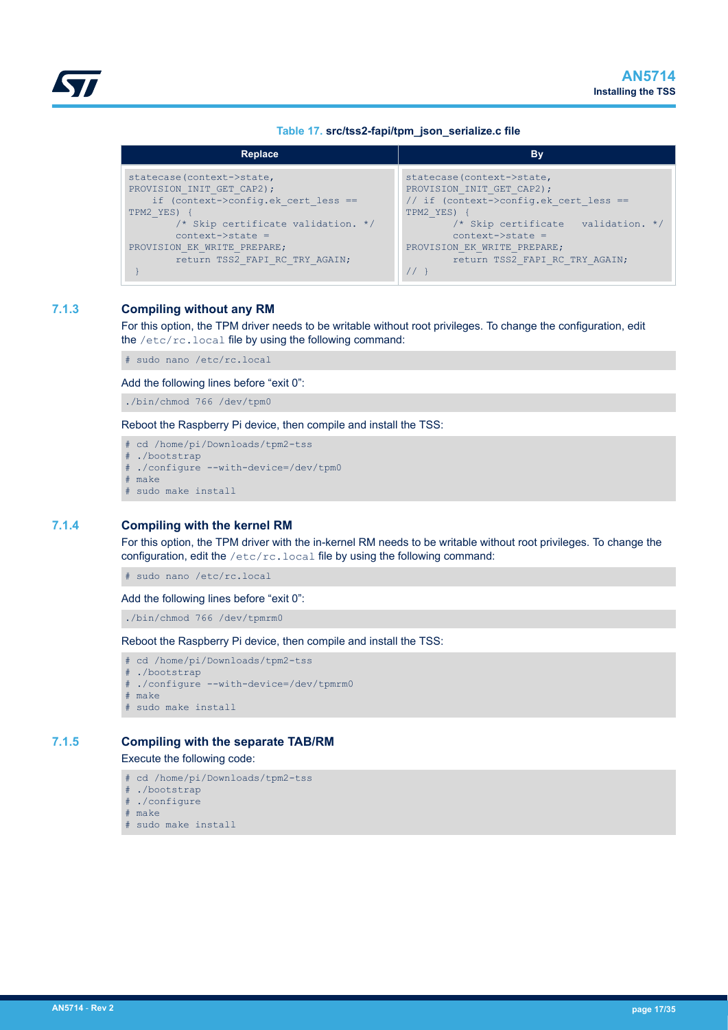Table 17. **src/tss2-fapi/tpm_json_serialize.c file**

| Replace | By |
|---|---|
| `statecase(context->state, PROVISION_INIT_GET_CAP2);`<br>`    if (context->config.ek_cert_less == TPM2_YES) {`<br>`        /* Skip certificate validation. */`<br>`        context->state = PROVISION_EK_WRITE_PREPARE;`<br>`        return TSS2_FAPI_RC_TRY_AGAIN;`<br>` }` | `statecase(context->state, PROVISION_INIT_GET_CAP2);`<br>`// if (context->config.ek_cert_less == TPM2_YES) {`<br>`        /* Skip certificate   validation. */`<br>`        context->state = PROVISION_EK_WRITE_PREPARE;`<br>`        return TSS2_FAPI_RC_TRY_AGAIN;`<br>`// }` |

### 7.1.3 Compiling without any RM

For this option, the TPM driver needs to be writable without root privileges. To change the configuration, edit the `/etc/rc.local` file by using the following command:

```
# sudo nano /etc/rc.local
```

Add the following lines before “exit 0”:

```
./bin/chmod 766 /dev/tpm0
```

Reboot the Raspberry Pi device, then compile and install the TSS:

```
# cd /home/pi/Downloads/tpm2-tss
# ./bootstrap
# ./configure --with-device=/dev/tpm0
# make
# sudo make install
```

### 7.1.4 Compiling with the kernel RM

For this option, the TPM driver with the in-kernel RM needs to be writable without root privileges. To change the configuration, edit the `/etc/rc.local` file by using the following command:

```
# sudo nano /etc/rc.local
```

Add the following lines before “exit 0”:

```
./bin/chmod 766 /dev/tpmrm0
```

Reboot the Raspberry Pi device, then compile and install the TSS:

```
# cd /home/pi/Downloads/tpm2-tss
# ./bootstrap
# ./configure --with-device=/dev/tpmrm0
# make
# sudo make install
```

### 7.1.5 Compiling with the separate TAB/RM

Execute the following code:

```
# cd /home/pi/Downloads/tpm2-tss
# ./bootstrap
# ./configure
# make
# sudo make install
```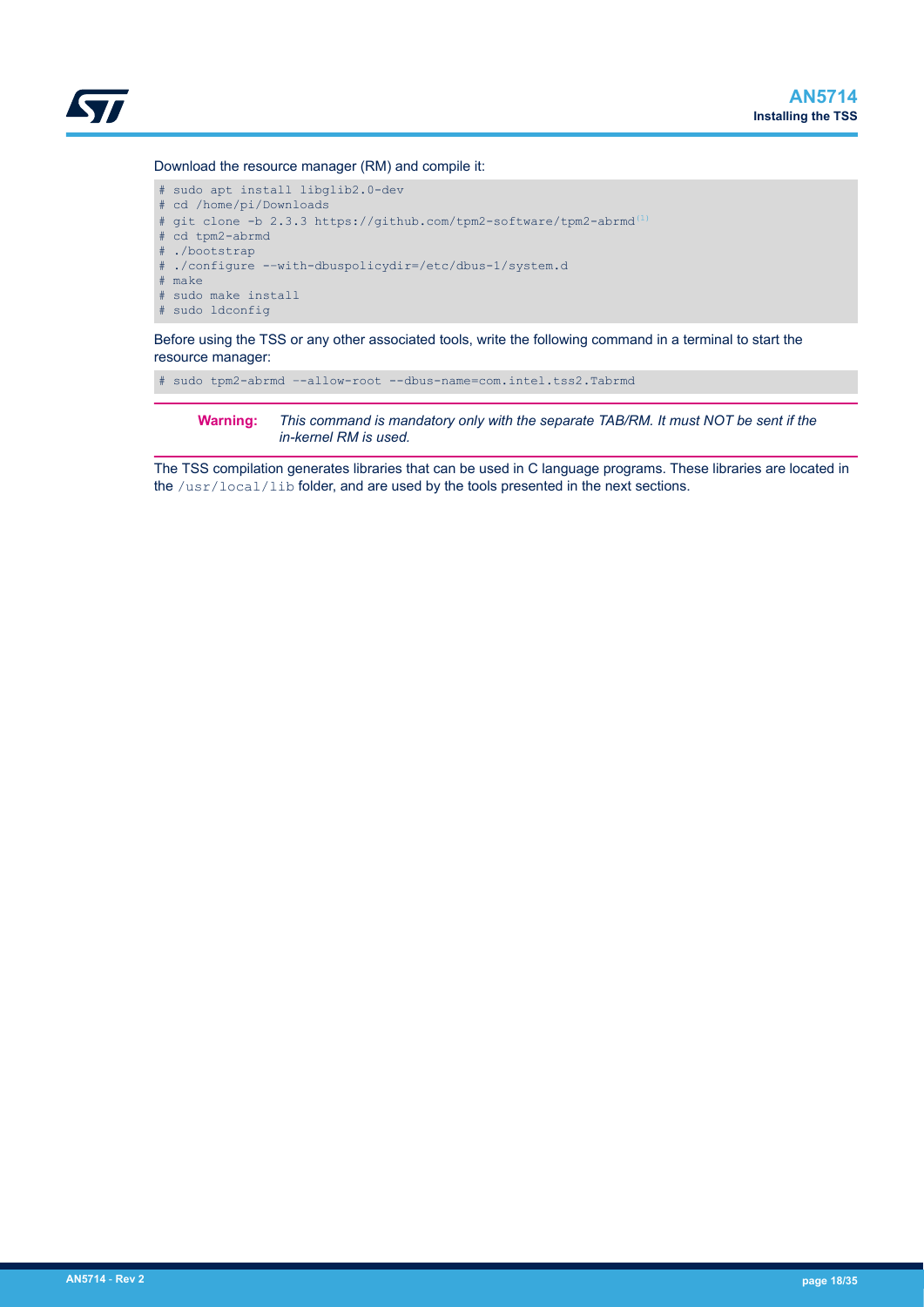Download the resource manager (RM) and compile it:

```
# sudo apt install libglib2.0-dev
# cd /home/pi/Downloads
# git clone -b 2.3.3 https://github.com/tpm2-software/tpm2-abrmd(1)
# cd tpm2-abrmd
# ./bootstrap
# ./configure --with-dbuspolicydir=/etc/dbus-1/system.d
# make
# sudo make install
# sudo ldconfig
```

Before using the TSS or any other associated tools, write the following command in a terminal to start the resource manager:

```
# sudo tpm2-abrmd --allow-root --dbus-name=com.intel.tss2.Tabrmd
```

**Warning:** *This command is mandatory only with the separate TAB/RM. It must NOT be sent if the in-kernel RM is used.*

The TSS compilation generates libraries that can be used in C language programs. These libraries are located in the `/usr/local/lib` folder, and are used by the tools presented in the next sections.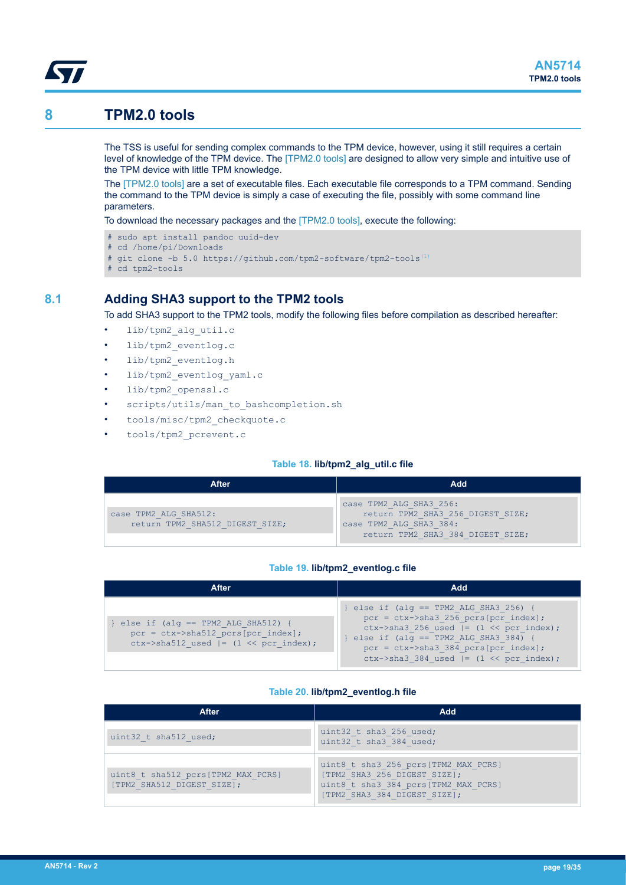# 8 TPM2.0 tools

The TSS is useful for sending complex commands to the TPM device, however, using it still requires a certain level of knowledge of the TPM device. The [TPM2.0 tools] are designed to allow very simple and intuitive use of the TPM device with little TPM knowledge.

The [TPM2.0 tools] are a set of executable files. Each executable file corresponds to a TPM command. Sending the command to the TPM device is simply a case of executing the file, possibly with some command line parameters.

To download the necessary packages and the [TPM2.0 tools], execute the following:

```
# sudo apt install pandoc uuid-dev
# cd /home/pi/Downloads
# git clone -b 5.0 https://github.com/tpm2-software/tpm2-tools(1)
# cd tpm2-tools
```

## 8.1 Adding SHA3 support to the TPM2 tools

To add SHA3 support to the TPM2 tools, modify the following files before compilation as described hereafter:

- `lib/tpm2_alg_util.c`
- `lib/tpm2_eventlog.c`
- `lib/tpm2_eventlog.h`
- `lib/tpm2_eventlog_yaml.c`
- `lib/tpm2_openssl.c`
- `scripts/utils/man_to_bashcompletion.sh`
- `tools/misc/tpm2_checkquote.c`
- `tools/tpm2_pcrevent.c`

**Table 18. lib/tpm2_alg_util.c file**

| After | Add |
|---|---|
| `case TPM2_ALG_SHA512:`<br>`    return TPM2_SHA512_DIGEST_SIZE;` | `case TPM2_ALG_SHA3_256:`<br>`    return TPM2_SHA3_256_DIGEST_SIZE;`<br>`case TPM2_ALG_SHA3_384:`<br>`    return TPM2_SHA3_384_DIGEST_SIZE;` |

**Table 19. lib/tpm2_eventlog.c file**

| After | Add |
|---|---|
| `} else if (alg == TPM2_ALG_SHA512) {`<br>`    pcr = ctx->sha512_pcrs[pcr_index];`<br>`    ctx->sha512_used \|= (1 << pcr_index);` | `} else if (alg == TPM2_ALG_SHA3_256) {`<br>`    pcr = ctx->sha3_256_pcrs[pcr_index];`<br>`    ctx->sha3_256_used \|= (1 << pcr_index);`<br>`} else if (alg == TPM2_ALG_SHA3_384) {`<br>`    pcr = ctx->sha3_384_pcrs[pcr_index];`<br>`    ctx->sha3_384_used \|= (1 << pcr_index);` |

**Table 20. lib/tpm2_eventlog.h file**

| After | Add |
|---|---|
| `uint32_t sha512_used;` | `uint32_t sha3_256_used;`<br>`uint32_t sha3_384_used;` |
| `uint8_t sha512_pcrs[TPM2_MAX_PCRS]`<br>`[TPM2_SHA512_DIGEST_SIZE];` | `uint8_t sha3_256_pcrs[TPM2_MAX_PCRS]`<br>`[TPM2_SHA3_256_DIGEST_SIZE];`<br>`uint8_t sha3_384_pcrs[TPM2_MAX_PCRS]`<br>`[TPM2_SHA3_384_DIGEST_SIZE];` |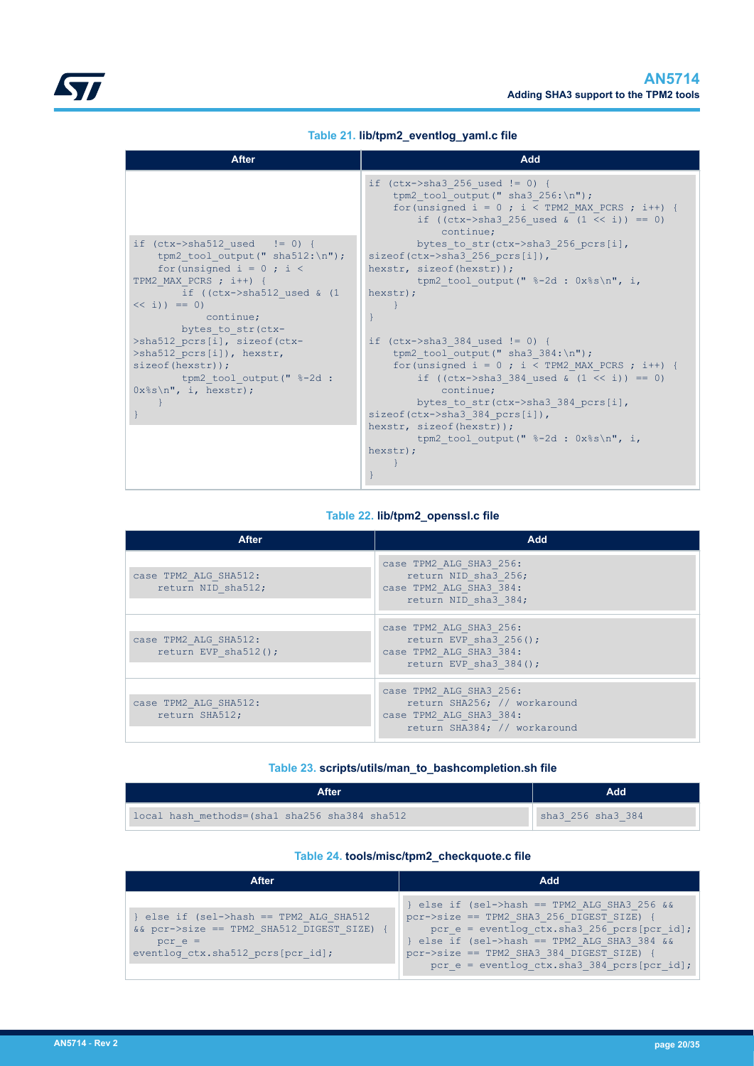Table 21. **lib/tpm2_eventlog_yaml.c file**

| After | Add |
|---|---|
| `if (ctx->sha512_used != 0) {`<br>`    tpm2_tool_output(" sha512:\n");`<br>`    for(unsigned i = 0 ; i < TPM2_MAX_PCRS ; i++) {`<br>`        if ((ctx->sha512_used & (1 << i)) == 0)`<br>`            continue;`<br>`        bytes_to_str(ctx->sha512_pcrs[i], sizeof(ctx->sha512_pcrs[i]), hexstr, sizeof(hexstr));`<br>`        tpm2_tool_output(" %-2d : 0x%s\n", i, hexstr);`<br>`    }`<br>`}` | `if (ctx->sha3_256_used != 0) {`<br>`    tpm2_tool_output(" sha3_256:\n");`<br>`    for(unsigned i = 0 ; i < TPM2_MAX_PCRS ; i++) {`<br>`        if ((ctx->sha3_256_used & (1 << i)) == 0)`<br>`            continue;`<br>`        bytes_to_str(ctx->sha3_256_pcrs[i], sizeof(ctx->sha3_256_pcrs[i]), hexstr, sizeof(hexstr));`<br>`        tpm2_tool_output(" %-2d : 0x%s\n", i, hexstr);`<br>`    }`<br>`}`<br><br>`if (ctx->sha3_384_used != 0) {`<br>`    tpm2_tool_output(" sha3_384:\n");`<br>`    for(unsigned i = 0 ; i < TPM2_MAX_PCRS ; i++) {`<br>`        if ((ctx->sha3_384_used & (1 << i)) == 0)`<br>`            continue;`<br>`        bytes_to_str(ctx->sha3_384_pcrs[i], sizeof(ctx->sha3_384_pcrs[i]), hexstr, sizeof(hexstr));`<br>`        tpm2_tool_output(" %-2d : 0x%s\n", i, hexstr);`<br>`    }`<br>`}` |

Table 22. **lib/tpm2_openssl.c file**

| After | Add |
|---|---|
| `case TPM2_ALG_SHA512:`<br>`    return NID_sha512;` | `case TPM2_ALG_SHA3_256:`<br>`    return NID_sha3_256;`<br>`case TPM2_ALG_SHA3_384:`<br>`    return NID_sha3_384;` |
| `case TPM2_ALG_SHA512:`<br>`    return EVP_sha512();` | `case TPM2_ALG_SHA3_256:`<br>`    return EVP_sha3_256();`<br>`case TPM2_ALG_SHA3_384:`<br>`    return EVP_sha3_384();` |
| `case TPM2_ALG_SHA512:`<br>`    return SHA512;` | `case TPM2_ALG_SHA3_256:`<br>`    return SHA256; // workaround`<br>`case TPM2_ALG_SHA3_384:`<br>`    return SHA384; // workaround` |

Table 23. **scripts/utils/man_to_bashcompletion.sh file**

| After | Add |
|---|---|
| `local hash_methods=(sha1 sha256 sha384 sha512` | `sha3_256 sha3_384` |

Table 24. **tools/misc/tpm2_checkquote.c file**

| After | Add |
|---|---|
| `} else if (sel->hash == TPM2_ALG_SHA512 && pcr->size == TPM2_SHA512_DIGEST_SIZE) {`<br>`    pcr_e = eventlog_ctx.sha512_pcrs[pcr_id];` | `} else if (sel->hash == TPM2_ALG_SHA3_256 && pcr->size == TPM2_SHA3_256_DIGEST_SIZE) {`<br>`    pcr_e = eventlog_ctx.sha3_256_pcrs[pcr_id];`<br>`} else if (sel->hash == TPM2_ALG_SHA3_384 && pcr->size == TPM2_SHA3_384_DIGEST_SIZE) {`<br>`    pcr_e = eventlog_ctx.sha3_384_pcrs[pcr_id];` |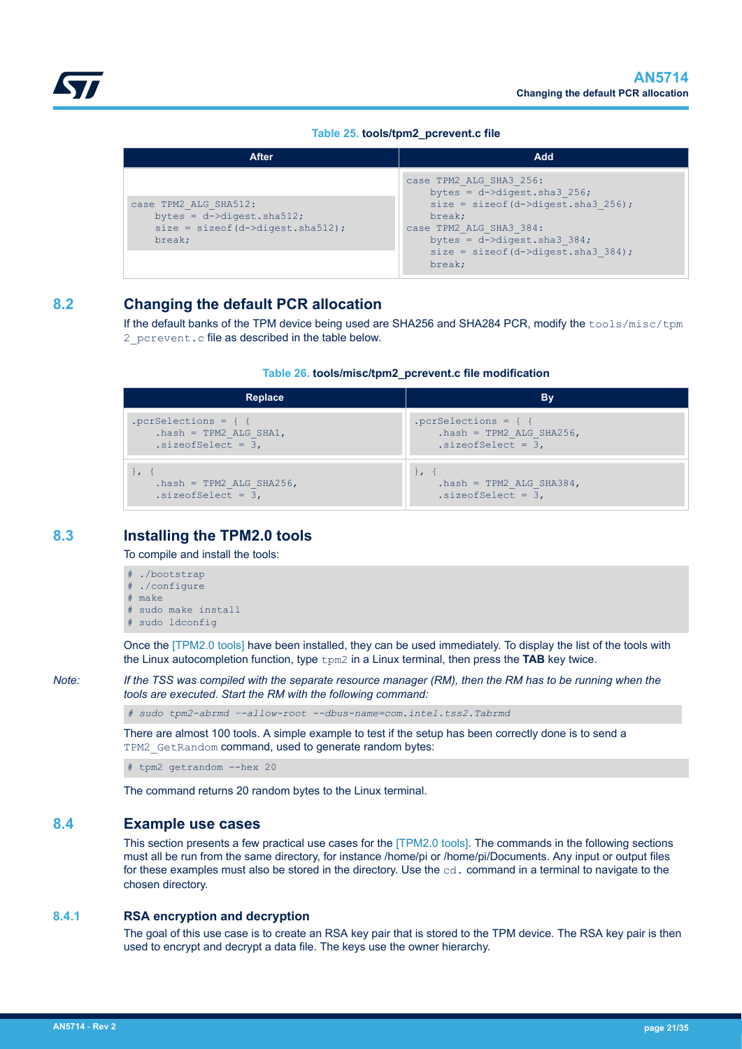**Table 25. tools/tpm2_pcrevent.c file**

| After | Add |
| --- | --- |
| `case TPM2_ALG_SHA512:`<br>`    bytes = d->digest.sha512;`<br>`    size = sizeof(d->digest.sha512);`<br>`    break;` | `case TPM2_ALG_SHA3_256:`<br>`    bytes = d->digest.sha3_256;`<br>`    size = sizeof(d->digest.sha3_256);`<br>`    break;`<br>`case TPM2_ALG_SHA3_384:`<br>`    bytes = d->digest.sha3_384;`<br>`    size = sizeof(d->digest.sha3_384);`<br>`    break;` |

## 8.2 Changing the default PCR allocation

If the default banks of the TPM device being used are SHA256 and SHA284 PCR, modify the `tools/misc/tpm2_pcrevent.c` file as described in the table below.

**Table 26. tools/misc/tpm2_pcrevent.c file modification**

| Replace | By |
| --- | --- |
| `.pcrSelections = { {`<br>`    .hash = TPM2_ALG_SHA1,`<br>`    .sizeofSelect = 3,` | `.pcrSelections = { {`<br>`    .hash = TPM2_ALG_SHA256,`<br>`    .sizeofSelect = 3,` |
| `}, {`<br>`    .hash = TPM2_ALG_SHA256,`<br>`    .sizeofSelect = 3,` | `}, {`<br>`    .hash = TPM2_ALG_SHA384,`<br>`    .sizeofSelect = 3,` |

## 8.3 Installing the TPM2.0 tools

To compile and install the tools:

```
# ./bootstrap
# ./configure
# make
# sudo make install
# sudo ldconfig
```

Once the [TPM2.0 tools] have been installed, they can be used immediately. To display the list of the tools with the Linux autocompletion function, type `tpm2` in a Linux terminal, then press the **TAB** key twice.

*Note: If the TSS was compiled with the separate resource manager (RM), then the RM has to be running when the tools are executed. Start the RM with the following command:*

```
# sudo tpm2-abrmd --allow-root --dbus-name=com.intel.tss2.Tabrmd
```

There are almost 100 tools. A simple example to test if the setup has been correctly done is to send a `TPM2_GetRandom` command, used to generate random bytes:

```
# tpm2 getrandom --hex 20
```

The command returns 20 random bytes to the Linux terminal.

## 8.4 Example use cases

This section presents a few practical use cases for the [TPM2.0 tools]. The commands in the following sections must all be run from the same directory, for instance /home/pi or /home/pi/Documents. Any input or output files for these examples must also be stored in the directory. Use the `cd.` command in a terminal to navigate to the chosen directory.

### 8.4.1 RSA encryption and decryption

The goal of this use case is to create an RSA key pair that is stored to the TPM device. The RSA key pair is then used to encrypt and decrypt a data file. The keys use the owner hierarchy.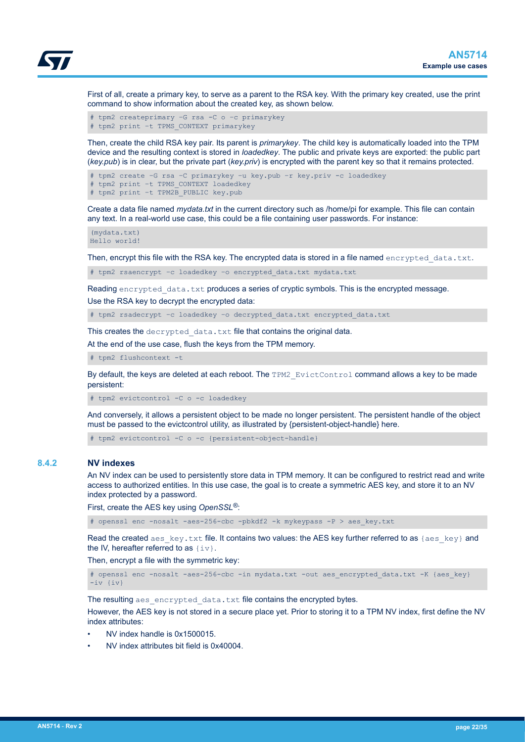First of all, create a primary key, to serve as a parent to the RSA key. With the primary key created, use the print command to show information about the created key, as shown below.

```
# tpm2 createprimary -G rsa -C o -c primarykey
# tpm2 print -t TPMS_CONTEXT primarykey
```

Then, create the child RSA key pair. Its parent is *primarykey*. The child key is automatically loaded into the TPM device and the resulting context is stored in *loadedkey*. The public and private keys are exported: the public part (*key.pub*) is in clear, but the private part (*key.priv*) is encrypted with the parent key so that it remains protected.

```
# tpm2 create -G rsa -C primarykey -u key.pub -r key.priv -c loadedkey
# tpm2 print -t TPMS_CONTEXT loadedkey
# tpm2 print -t TPM2B_PUBLIC key.pub
```

Create a data file named *mydata.txt* in the current directory such as /home/pi for example. This file can contain any text. In a real-world use case, this could be a file containing user passwords. For instance:

```
(mydata.txt)
Hello world!
```

Then, encrypt this file with the RSA key. The encrypted data is stored in a file named `encrypted_data.txt`.

```
# tpm2 rsaencrypt -c loadedkey -o encrypted_data.txt mydata.txt
```

Reading `encrypted_data.txt` produces a series of cryptic symbols. This is the encrypted message.

Use the RSA key to decrypt the encrypted data:

```
# tpm2 rsadecrypt -c loadedkey -o decrypted_data.txt encrypted_data.txt
```

This creates the `decrypted_data.txt` file that contains the original data.

At the end of the use case, flush the keys from the TPM memory.

```
# tpm2 flushcontext -t
```

By default, the keys are deleted at each reboot. The `TPM2_EvictControl` command allows a key to be made persistent:

```
# tpm2 evictcontrol -C o -c loadedkey
```

And conversely, it allows a persistent object to be made no longer persistent. The persistent handle of the object must be passed to the evictcontrol utility, as illustrated by {persistent-object-handle} here.

```
# tpm2 evictcontrol -C o -c {persistent-object-handle}
```

### 8.4.2 NV indexes

An NV index can be used to persistently store data in TPM memory. It can be configured to restrict read and write access to authorized entities. In this use case, the goal is to create a symmetric AES key, and store it to an NV index protected by a password.

First, create the AES key using *OpenSSL®*:

```
# openssl enc -nosalt -aes-256-cbc -pbkdf2 -k mykeypass -P > aes_key.txt
```

Read the created `aes_key.txt` file. It contains two values: the AES key further referred to as `{aes_key}` and the IV, hereafter referred to as `{iv}`.

Then, encrypt a file with the symmetric key:

```
# openssl enc -nosalt -aes-256-cbc -in mydata.txt -out aes_encrypted_data.txt -K {aes_key}
-iv {iv}
```

The resulting `aes_encrypted_data.txt` file contains the encrypted bytes.

However, the AES key is not stored in a secure place yet. Prior to storing it to a TPM NV index, first define the NV index attributes:

- NV index handle is 0x1500015.
- NV index attributes bit field is 0x40004.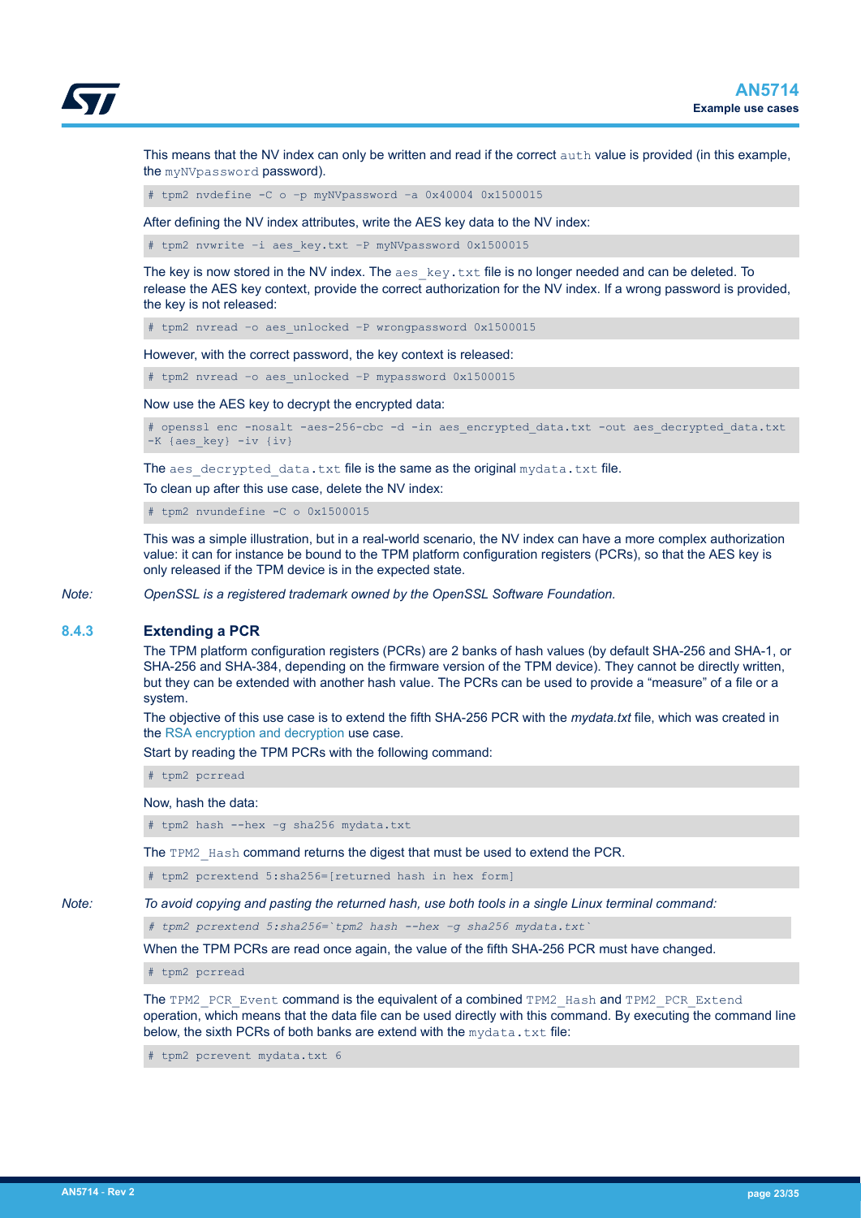This means that the NV index can only be written and read if the correct `auth` value is provided (in this example, the `myNVpassword` password).

```
# tpm2 nvdefine -C o -p myNVpassword -a 0x40004 0x1500015
```

After defining the NV index attributes, write the AES key data to the NV index:

```
# tpm2 nvwrite -i aes_key.txt -P myNVpassword 0x1500015
```

The key is now stored in the NV index. The `aes_key.txt` file is no longer needed and can be deleted. To release the AES key context, provide the correct authorization for the NV index. If a wrong password is provided, the key is not released:

```
# tpm2 nvread -o aes_unlocked -P wrongpassword 0x1500015
```

However, with the correct password, the key context is released:

```
# tpm2 nvread -o aes_unlocked -P mypassword 0x1500015
```

Now use the AES key to decrypt the encrypted data:

```
# openssl enc -nosalt -aes-256-cbc -d -in aes_encrypted_data.txt -out aes_decrypted_data.txt
-K {aes_key} -iv {iv}
```

The `aes_decrypted_data.txt` file is the same as the original `mydata.txt` file.

To clean up after this use case, delete the NV index:

```
# tpm2 nvundefine -C o 0x1500015
```

This was a simple illustration, but in a real-world scenario, the NV index can have a more complex authorization value: it can for instance be bound to the TPM platform configuration registers (PCRs), so that the AES key is only released if the TPM device is in the expected state.

*Note: OpenSSL is a registered trademark owned by the OpenSSL Software Foundation.*

### 8.4.3 Extending a PCR

The TPM platform configuration registers (PCRs) are 2 banks of hash values (by default SHA-256 and SHA-1, or SHA-256 and SHA-384, depending on the firmware version of the TPM device). They cannot be directly written, but they can be extended with another hash value. The PCRs can be used to provide a "measure" of a file or a system.

The objective of this use case is to extend the fifth SHA-256 PCR with the *mydata.txt* file, which was created in the RSA encryption and decryption use case.

Start by reading the TPM PCRs with the following command:

```
# tpm2 pcrread
```

Now, hash the data:

```
# tpm2 hash --hex -g sha256 mydata.txt
```

The `TPM2_Hash` command returns the digest that must be used to extend the PCR.

```
# tpm2 pcrextend 5:sha256=[returned hash in hex form]
```

*Note: To avoid copying and pasting the returned hash, use both tools in a single Linux terminal command:*

```
# tpm2 pcrextend 5:sha256=`tpm2 hash --hex -g sha256 mydata.txt`
```

When the TPM PCRs are read once again, the value of the fifth SHA-256 PCR must have changed.

```
# tpm2 pcrread
```

The `TPM2_PCR_Event` command is the equivalent of a combined `TPM2_Hash` and `TPM2_PCR_Extend` operation, which means that the data file can be used directly with this command. By executing the command line below, the sixth PCRs of both banks are extend with the `mydata.txt` file:

```
# tpm2 pcrevent mydata.txt 6
```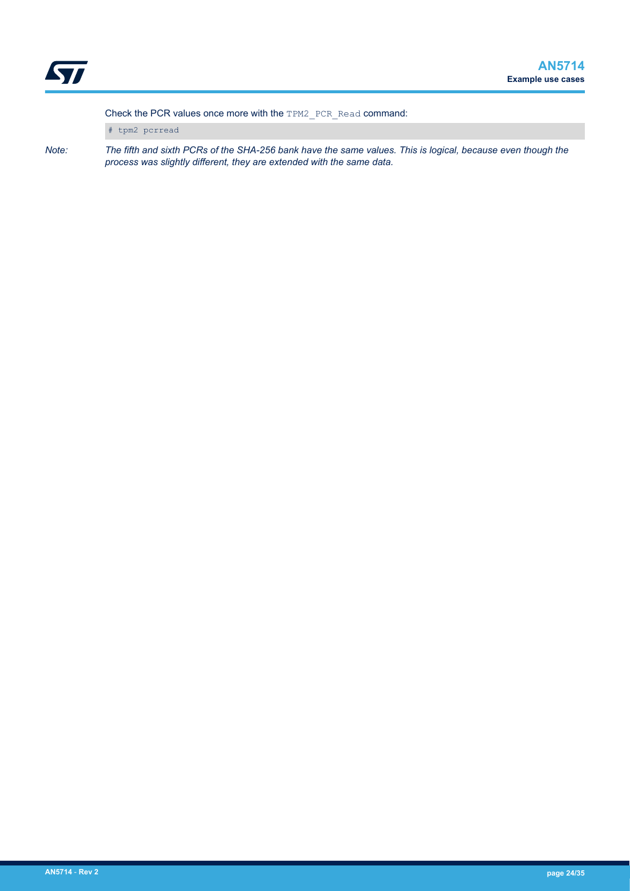Check the PCR values once more with the `TPM2_PCR_Read` command:

```
# tpm2 pcrread
```

*Note: The fifth and sixth PCRs of the SHA-256 bank have the same values. This is logical, because even though the process was slightly different, they are extended with the same data.*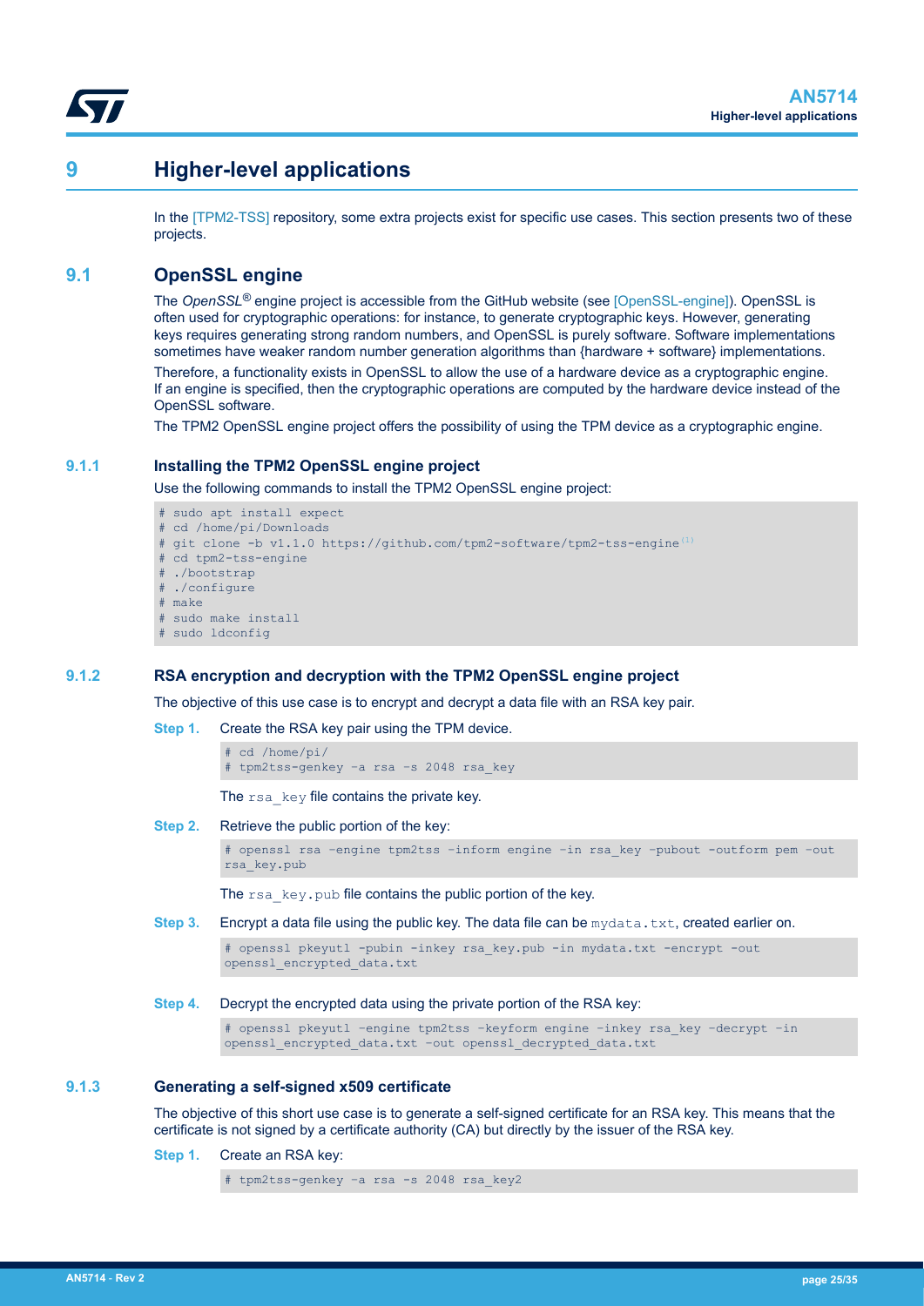# 9 Higher-level applications

In the [TPM2-TSS] repository, some extra projects exist for specific use cases. This section presents two of these projects.

## 9.1 OpenSSL engine

The *OpenSSL*® engine project is accessible from the GitHub website (see [OpenSSL-engine]). OpenSSL is often used for cryptographic operations: for instance, to generate cryptographic keys. However, generating keys requires generating strong random numbers, and OpenSSL is purely software. Software implementations sometimes have weaker random number generation algorithms than {hardware + software} implementations.

Therefore, a functionality exists in OpenSSL to allow the use of a hardware device as a cryptographic engine. If an engine is specified, then the cryptographic operations are computed by the hardware device instead of the OpenSSL software.

The TPM2 OpenSSL engine project offers the possibility of using the TPM device as a cryptographic engine.

### 9.1.1 Installing the TPM2 OpenSSL engine project

Use the following commands to install the TPM2 OpenSSL engine project:

```
# sudo apt install expect
# cd /home/pi/Downloads
# git clone -b v1.1.0 https://github.com/tpm2-software/tpm2-tss-engine(1)
# cd tpm2-tss-engine
# ./bootstrap
# ./configure
# make
# sudo make install
# sudo ldconfig
```

### 9.1.2 RSA encryption and decryption with the TPM2 OpenSSL engine project

The objective of this use case is to encrypt and decrypt a data file with an RSA key pair.

**Step 1.** Create the RSA key pair using the TPM device.

```
# cd /home/pi/
# tpm2tss-genkey -a rsa -s 2048 rsa_key
```

The `rsa_key` file contains the private key.

**Step 2.** Retrieve the public portion of the key:

```
# openssl rsa -engine tpm2tss -inform engine -in rsa_key -pubout -outform pem -out
rsa_key.pub
```

The `rsa_key.pub` file contains the public portion of the key.

**Step 3.** Encrypt a data file using the public key. The data file can be `mydata.txt`, created earlier on.

```
# openssl pkeyutl -pubin -inkey rsa_key.pub -in mydata.txt -encrypt -out
openssl_encrypted_data.txt
```

**Step 4.** Decrypt the encrypted data using the private portion of the RSA key:

```
# openssl pkeyutl -engine tpm2tss -keyform engine -inkey rsa_key -decrypt -in
openssl_encrypted_data.txt -out openssl_decrypted_data.txt
```

### 9.1.3 Generating a self-signed x509 certificate

The objective of this short use case is to generate a self-signed certificate for an RSA key. This means that the certificate is not signed by a certificate authority (CA) but directly by the issuer of the RSA key.

**Step 1.** Create an RSA key:

```
# tpm2tss-genkey -a rsa -s 2048 rsa_key2
```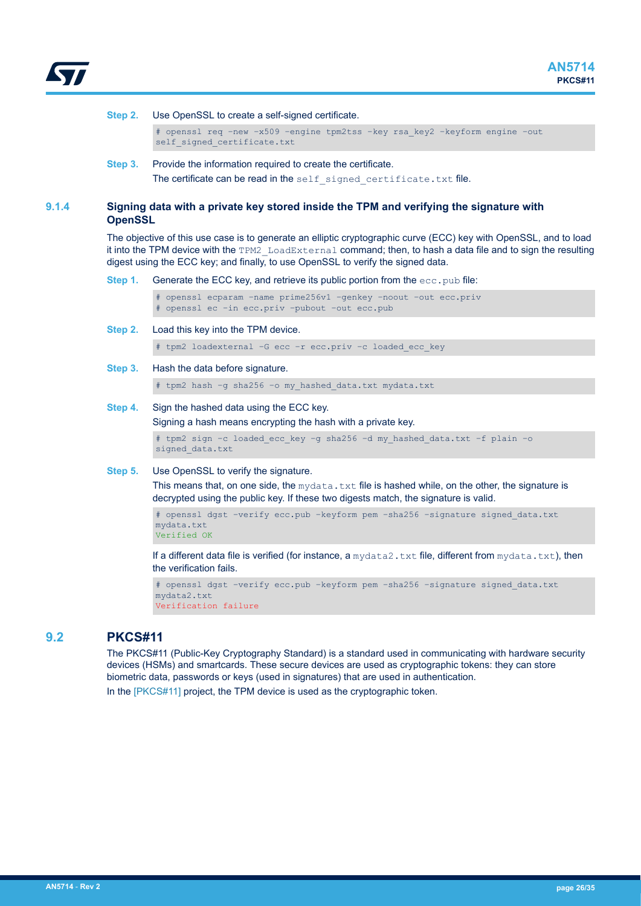**Step 2.** Use OpenSSL to create a self-signed certificate.

```
# openssl req -new -x509 -engine tpm2tss -key rsa_key2 -keyform engine -out
self_signed_certificate.txt
```

**Step 3.** Provide the information required to create the certificate.

The certificate can be read in the `self_signed_certificate.txt` file.

### 9.1.4 Signing data with a private key stored inside the TPM and verifying the signature with OpenSSL

The objective of this use case is to generate an elliptic cryptographic curve (ECC) key with OpenSSL, and to load it into the TPM device with the `TPM2_LoadExternal` command; then, to hash a data file and to sign the resulting digest using the ECC key; and finally, to use OpenSSL to verify the signed data.

**Step 1.** Generate the ECC key, and retrieve its public portion from the `ecc.pub` file:

```
# openssl ecparam -name prime256v1 -genkey -noout -out ecc.priv
# openssl ec -in ecc.priv -pubout -out ecc.pub
```

**Step 2.** Load this key into the TPM device.

```
# tpm2 loadexternal -G ecc -r ecc.priv -c loaded_ecc_key
```

**Step 3.** Hash the data before signature.

```
# tpm2 hash -g sha256 -o my_hashed_data.txt mydata.txt
```

**Step 4.** Sign the hashed data using the ECC key.

Signing a hash means encrypting the hash with a private key.

```
# tpm2 sign -c loaded_ecc_key -g sha256 -d my_hashed_data.txt -f plain -o
signed_data.txt
```

**Step 5.** Use OpenSSL to verify the signature.

This means that, on one side, the `mydata.txt` file is hashed while, on the other, the signature is decrypted using the public key. If these two digests match, the signature is valid.

```
# openssl dgst -verify ecc.pub -keyform pem -sha256 -signature signed_data.txt
mydata.txt
Verified OK
```

If a different data file is verified (for instance, a `mydata2.txt` file, different from `mydata.txt`), then the verification fails.

```
# openssl dgst -verify ecc.pub -keyform pem -sha256 -signature signed_data.txt
mydata2.txt
Verification failure
```

## 9.2 PKCS#11

The PKCS#11 (Public-Key Cryptography Standard) is a standard used in communicating with hardware security devices (HSMs) and smartcards. These secure devices are used as cryptographic tokens: they can store biometric data, passwords or keys (used in signatures) that are used in authentication.

In the [PKCS#11] project, the TPM device is used as the cryptographic token.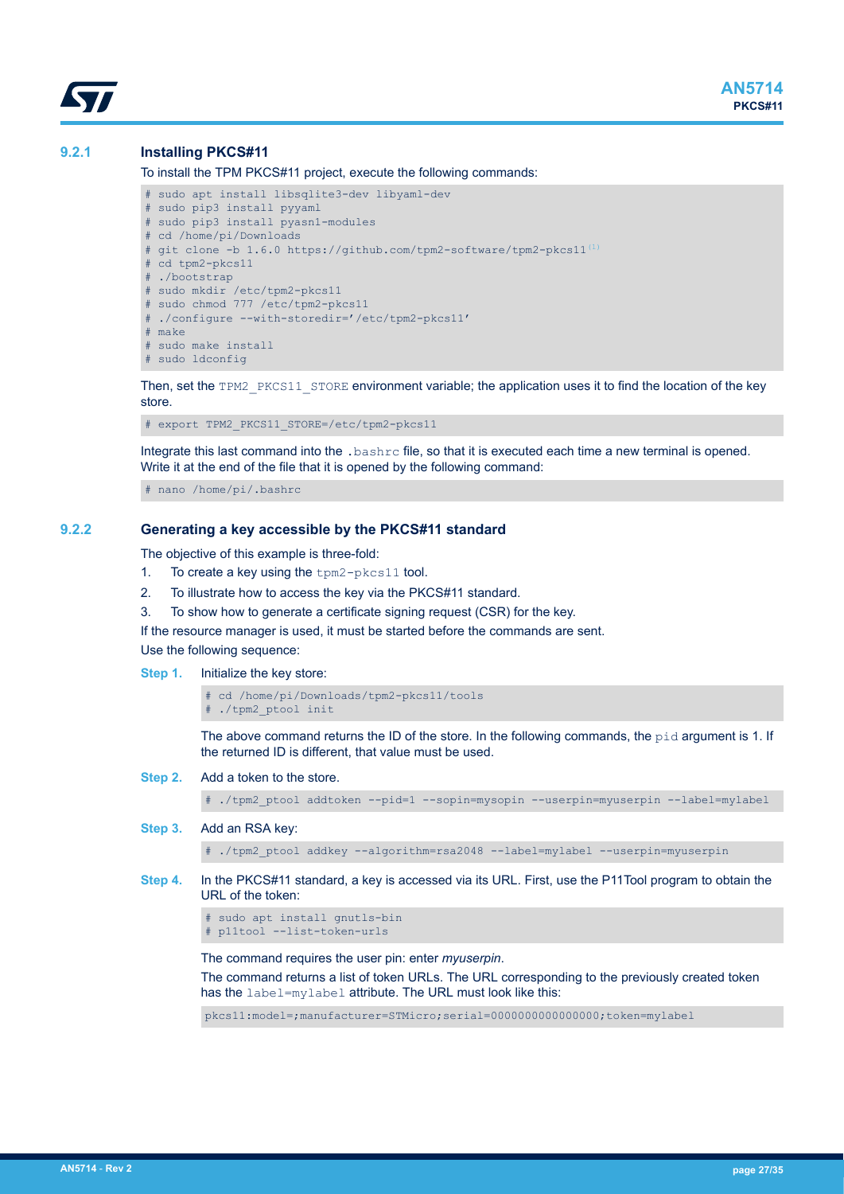### 9.2.1 Installing PKCS#11

To install the TPM PKCS#11 project, execute the following commands:

```
# sudo apt install libsqlite3-dev libyaml-dev
# sudo pip3 install pyyaml
# sudo pip3 install pyasn1-modules
# cd /home/pi/Downloads
# git clone -b 1.6.0 https://github.com/tpm2-software/tpm2-pkcs11(1)
# cd tpm2-pkcs11
# ./bootstrap
# sudo mkdir /etc/tpm2-pkcs11
# sudo chmod 777 /etc/tpm2-pkcs11
# ./configure --with-storedir='/etc/tpm2-pkcs11'
# make
# sudo make install
# sudo ldconfig
```

Then, set the `TPM2_PKCS11_STORE` environment variable; the application uses it to find the location of the key store.

```
# export TPM2_PKCS11_STORE=/etc/tpm2-pkcs11
```

Integrate this last command into the `.bashrc` file, so that it is executed each time a new terminal is opened. Write it at the end of the file that it is opened by the following command:

```
# nano /home/pi/.bashrc
```

### 9.2.2 Generating a key accessible by the PKCS#11 standard

The objective of this example is three-fold:

1. To create a key using the `tpm2-pkcs11` tool.
2. To illustrate how to access the key via the PKCS#11 standard.
3. To show how to generate a certificate signing request (CSR) for the key.

If the resource manager is used, it must be started before the commands are sent.

Use the following sequence:

**Step 1.** Initialize the key store:

```
# cd /home/pi/Downloads/tpm2-pkcs11/tools
# ./tpm2_ptool init
```

The above command returns the ID of the store. In the following commands, the `pid` argument is 1. If the returned ID is different, that value must be used.

**Step 2.** Add a token to the store.

```
# ./tpm2_ptool addtoken --pid=1 --sopin=mysopin --userpin=myuserpin --label=mylabel
```

**Step 3.** Add an RSA key:

```
# ./tpm2_ptool addkey --algorithm=rsa2048 --label=mylabel --userpin=myuserpin
```

**Step 4.** In the PKCS#11 standard, a key is accessed via its URL. First, use the P11Tool program to obtain the URL of the token:

```
# sudo apt install gnutls-bin
# p11tool --list-token-urls
```

The command requires the user pin: enter *myuserpin*.

The command returns a list of token URLs. The URL corresponding to the previously created token has the `label=mylabel` attribute. The URL must look like this:

```
pkcs11:model=;manufacturer=STMicro;serial=0000000000000000;token=mylabel
```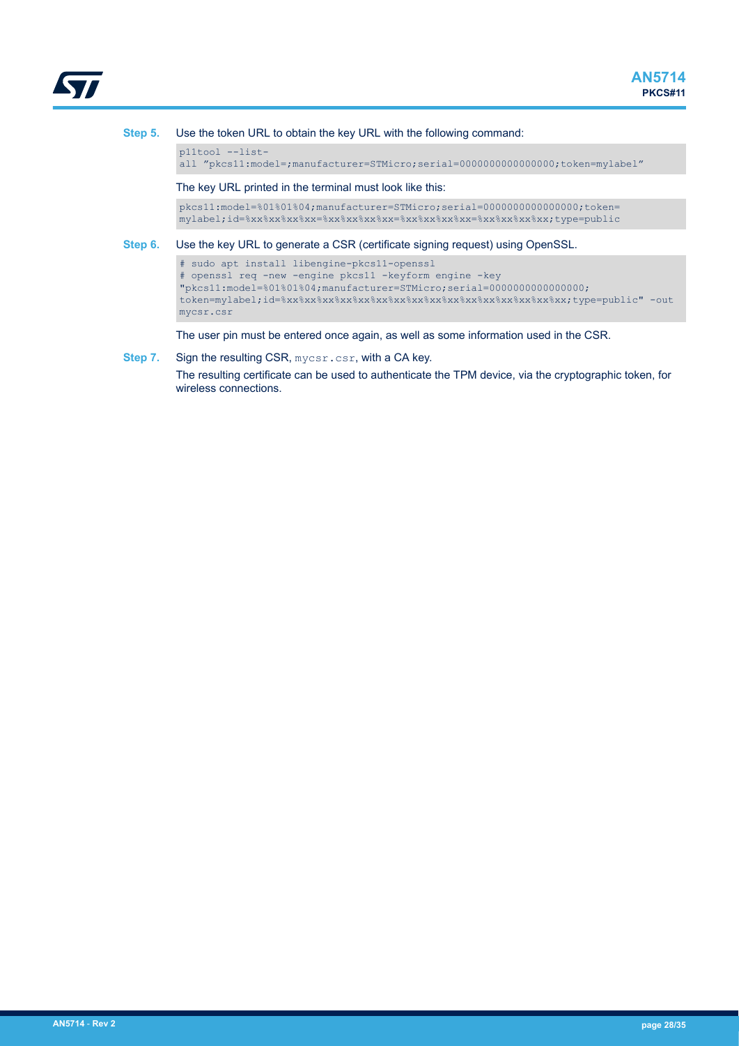**Step 5.** Use the token URL to obtain the key URL with the following command:

```
p11tool --list-
all "pkcs11:model=;manufacturer=STMicro;serial=0000000000000000;token=mylabel"
```

The key URL printed in the terminal must look like this:

```
pkcs11:model=%01%01%04;manufacturer=STMicro;serial=0000000000000000;token=
mylabel;id=%xx%xx%xx%xx=%xx%xx%xx%xx=%xx%xx%xx%xx=%xx%xx%xx%xx;type=public
```

**Step 6.** Use the key URL to generate a CSR (certificate signing request) using OpenSSL.

```
# sudo apt install libengine-pkcs11-openssl
# openssl req -new -engine pkcs11 -keyform engine -key
"pkcs11:model=%01%01%04;manufacturer=STMicro;serial=0000000000000000;
token=mylabel;id=%xx%xx%xx%xx%xx%xx%xx%xx%xx%xx%xx%xx%xx%xx%xx%xx;type=public" -out
mycsr.csr
```

The user pin must be entered once again, as well as some information used in the CSR.

**Step 7.** Sign the resulting CSR, `mycsr.csr`, with a CA key.

The resulting certificate can be used to authenticate the TPM device, via the cryptographic token, for wireless connections.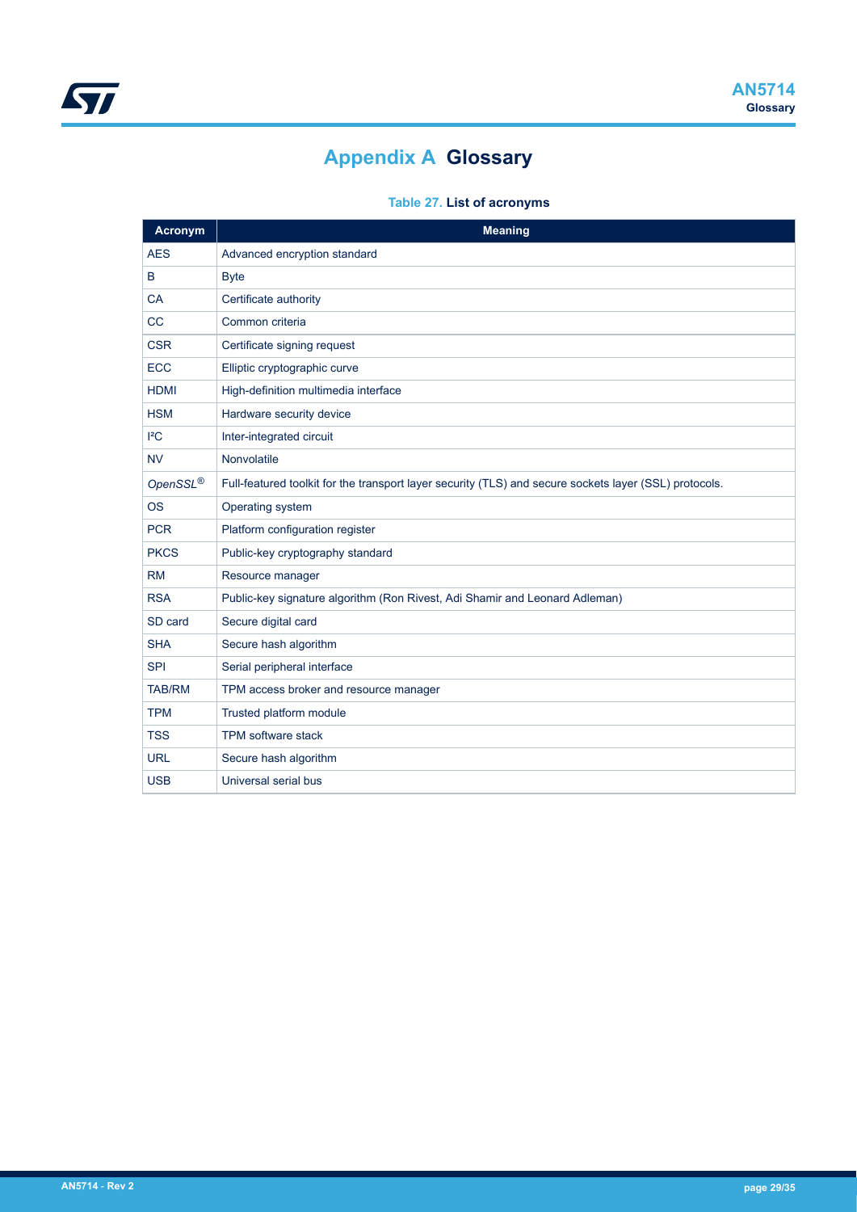# Appendix A Glossary

**Table 27. List of acronyms**

| Acronym | Meaning |
| --- | --- |
| AES | Advanced encryption standard |
| B | Byte |
| CA | Certificate authority |
| CC | Common criteria |
| CSR | Certificate signing request |
| ECC | Elliptic cryptographic curve |
| HDMI | High-definition multimedia interface |
| HSM | Hardware security device |
| I²C | Inter-integrated circuit |
| NV | Nonvolatile |
| *OpenSSL®* | Full-featured toolkit for the transport layer security (TLS) and secure sockets layer (SSL) protocols. |
| OS | Operating system |
| PCR | Platform configuration register |
| PKCS | Public-key cryptography standard |
| RM | Resource manager |
| RSA | Public-key signature algorithm (Ron Rivest, Adi Shamir and Leonard Adleman) |
| SD card | Secure digital card |
| SHA | Secure hash algorithm |
| SPI | Serial peripheral interface |
| TAB/RM | TPM access broker and resource manager |
| TPM | Trusted platform module |
| TSS | TPM software stack |
| URL | Secure hash algorithm |
| USB | Universal serial bus |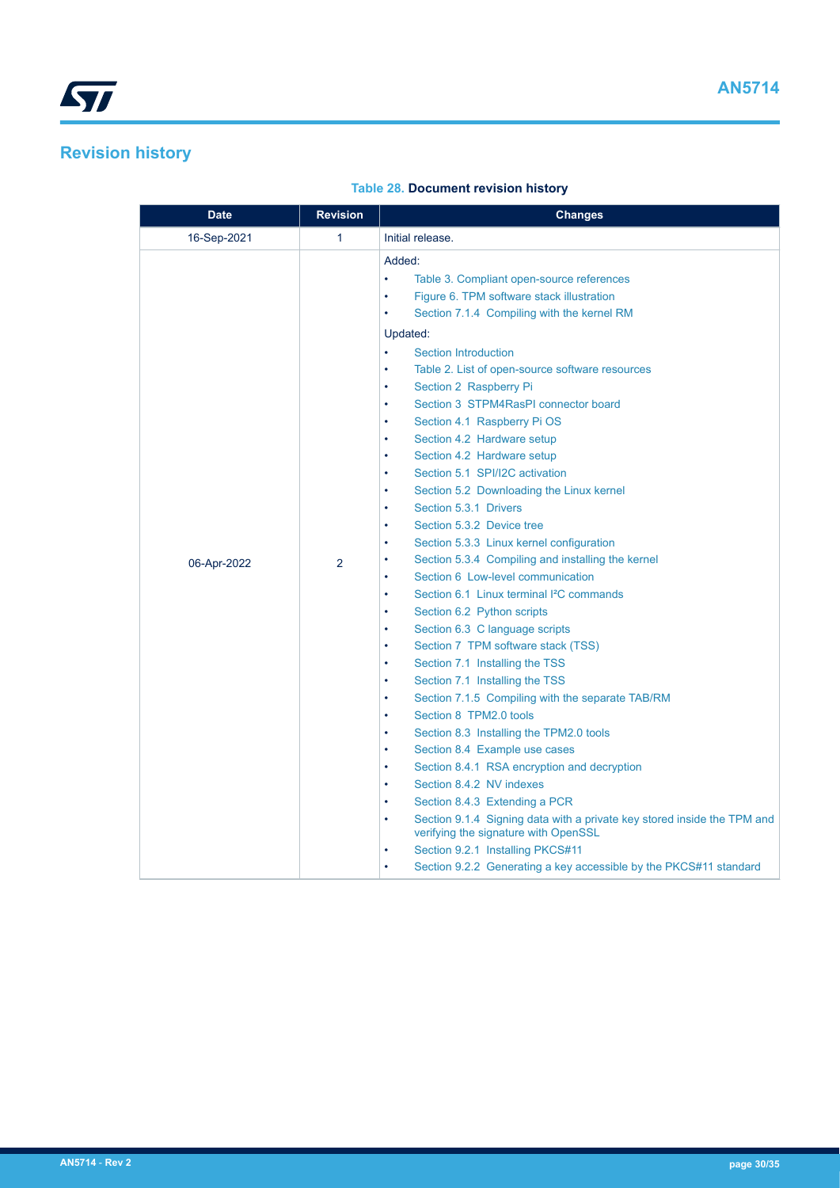# Revision history

**Table 28. Document revision history**

| Date | Revision | Changes |
|---|---|---|
| 16-Sep-2021 | 1 | Initial release. |
| 06-Apr-2022 | 2 | Added:<br>• Table 3. Compliant open-source references<br>• Figure 6. TPM software stack illustration<br>• Section 7.1.4 Compiling with the kernel RM<br>Updated:<br>• Section Introduction<br>• Table 2. List of open-source software resources<br>• Section 2 Raspberry Pi<br>• Section 3 STPM4RasPI connector board<br>• Section 4.1 Raspberry Pi OS<br>• Section 4.2 Hardware setup<br>• Section 4.2 Hardware setup<br>• Section 5.1 SPI/I2C activation<br>• Section 5.2 Downloading the Linux kernel<br>• Section 5.3.1 Drivers<br>• Section 5.3.2 Device tree<br>• Section 5.3.3 Linux kernel configuration<br>• Section 5.3.4 Compiling and installing the kernel<br>• Section 6 Low-level communication<br>• Section 6.1 Linux terminal I²C commands<br>• Section 6.2 Python scripts<br>• Section 6.3 C language scripts<br>• Section 7 TPM software stack (TSS)<br>• Section 7.1 Installing the TSS<br>• Section 7.1 Installing the TSS<br>• Section 7.1.5 Compiling with the separate TAB/RM<br>• Section 8 TPM2.0 tools<br>• Section 8.3 Installing the TPM2.0 tools<br>• Section 8.4 Example use cases<br>• Section 8.4.1 RSA encryption and decryption<br>• Section 8.4.2 NV indexes<br>• Section 8.4.3 Extending a PCR<br>• Section 9.1.4 Signing data with a private key stored inside the TPM and verifying the signature with OpenSSL<br>• Section 9.2.1 Installing PKCS#11<br>• Section 9.2.2 Generating a key accessible by the PKCS#11 standard |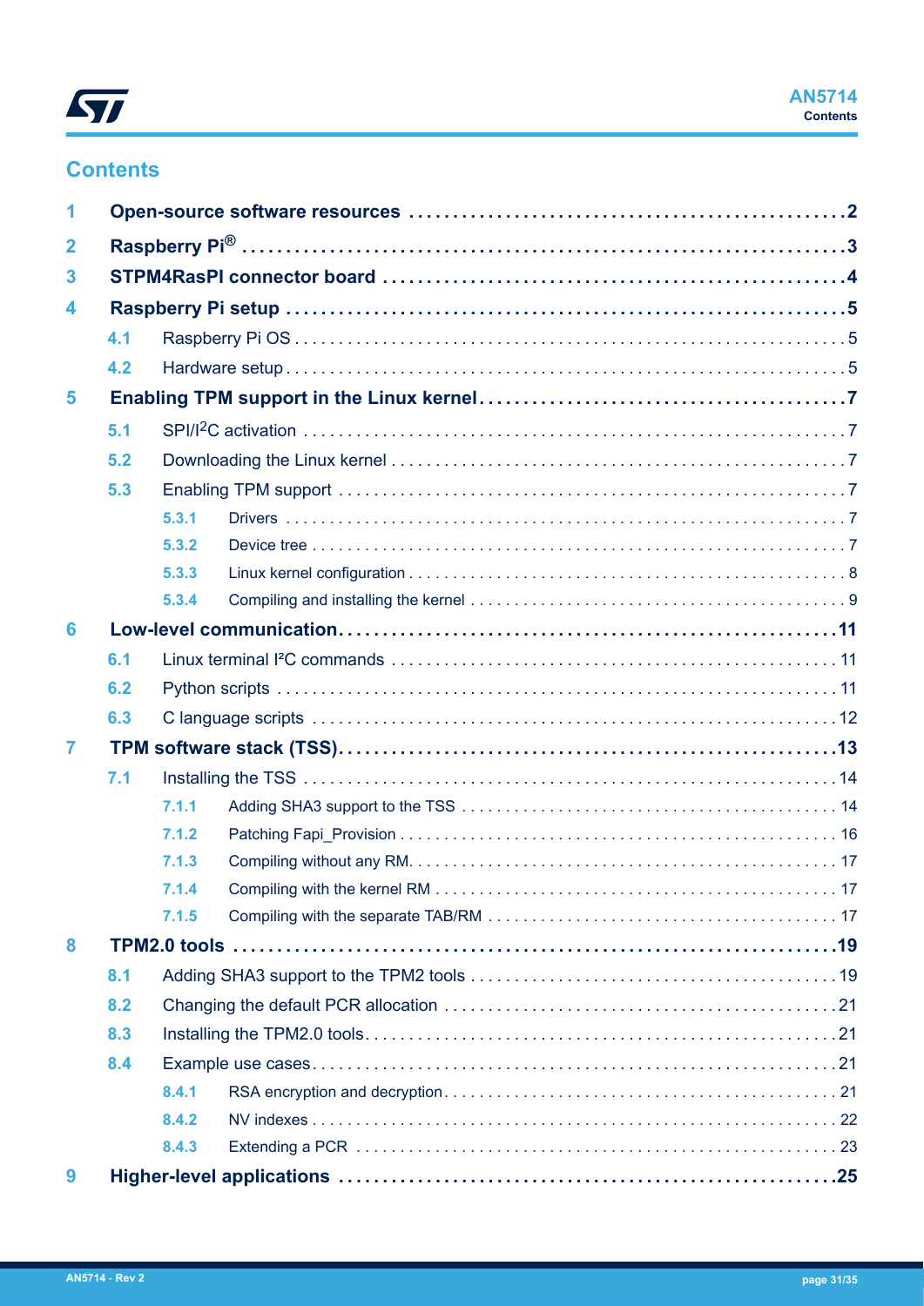# Contents

| | | |
|---|---|---|
| **1** | **Open-source software resources** | **2** |
| **2** | **Raspberry Pi®** | **3** |
| **3** | **STPM4RasPI connector board** | **4** |
| **4** | **Raspberry Pi setup** | **5** |
| 4.1 | Raspberry Pi OS | 5 |
| 4.2 | Hardware setup | 5 |
| **5** | **Enabling TPM support in the Linux kernel** | **7** |
| 5.1 | SPI/I²C activation | 7 |
| 5.2 | Downloading the Linux kernel | 7 |
| 5.3 | Enabling TPM support | 7 |
| 5.3.1 | Drivers | 7 |
| 5.3.2 | Device tree | 7 |
| 5.3.3 | Linux kernel configuration | 8 |
| 5.3.4 | Compiling and installing the kernel | 9 |
| **6** | **Low-level communication** | **11** |
| 6.1 | Linux terminal I²C commands | 11 |
| 6.2 | Python scripts | 11 |
| 6.3 | C language scripts | 12 |
| **7** | **TPM software stack (TSS)** | **13** |
| 7.1 | Installing the TSS | 14 |
| 7.1.1 | Adding SHA3 support to the TSS | 14 |
| 7.1.2 | Patching Fapi_Provision | 16 |
| 7.1.3 | Compiling without any RM | 17 |
| 7.1.4 | Compiling with the kernel RM | 17 |
| 7.1.5 | Compiling with the separate TAB/RM | 17 |
| **8** | **TPM2.0 tools** | **19** |
| 8.1 | Adding SHA3 support to the TPM2 tools | 19 |
| 8.2 | Changing the default PCR allocation | 21 |
| 8.3 | Installing the TPM2.0 tools | 21 |
| 8.4 | Example use cases | 21 |
| 8.4.1 | RSA encryption and decryption | 21 |
| 8.4.2 | NV indexes | 22 |
| 8.4.3 | Extending a PCR | 23 |
| **9** | **Higher-level applications** | **25** |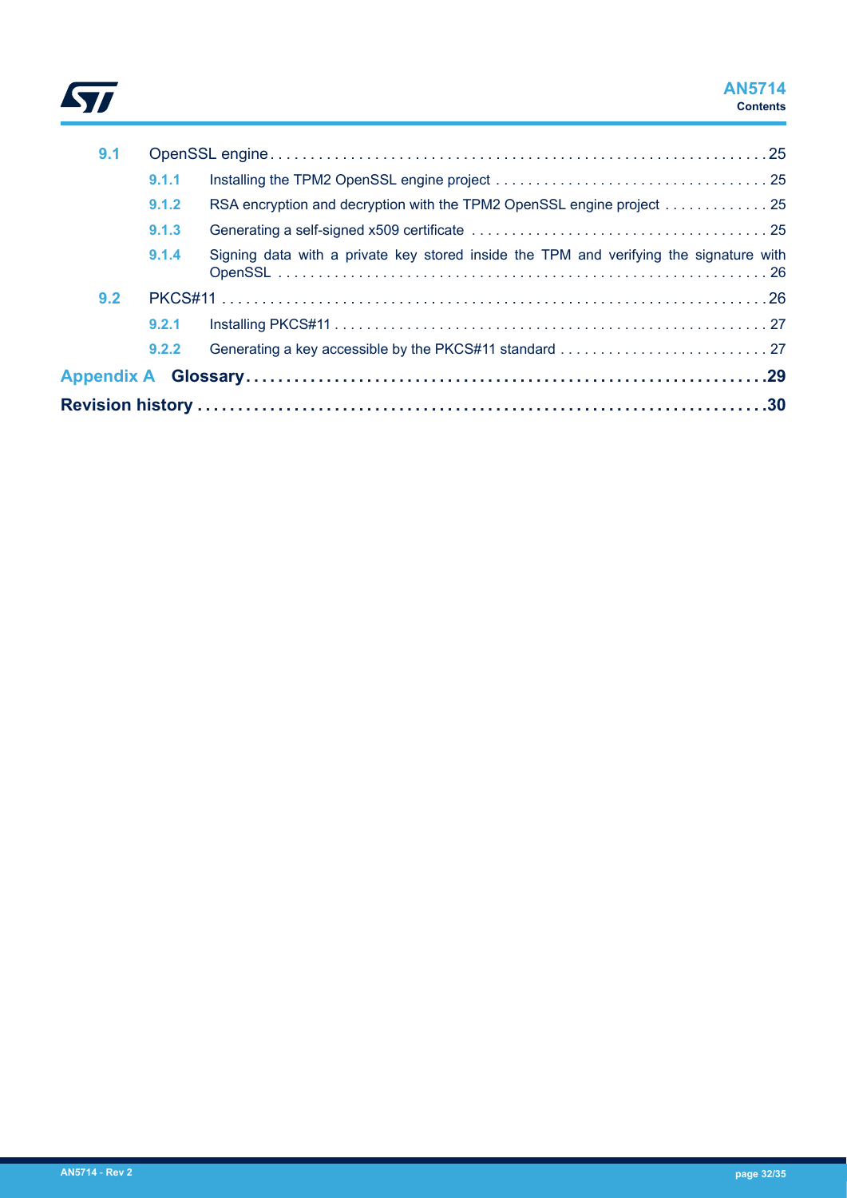9.1 OpenSSL engine . . . . . . . . . . . . . . . . . . . . . . . . . . . . . . . . . . . . . . . . . . . . . . . . . . . . . . . . . . . . . 25

9.1.1 Installing the TPM2 OpenSSL engine project . . . . . . . . . . . . . . . . . . . . . . . . . . . . . . . . . . 25

9.1.2 RSA encryption and decryption with the TPM2 OpenSSL engine project . . . . . . . . . . . . . 25

9.1.3 Generating a self-signed x509 certificate . . . . . . . . . . . . . . . . . . . . . . . . . . . . . . . . . . . . . 25

9.1.4 Signing data with a private key stored inside the TPM and verifying the signature with OpenSSL . . . . . . . . . . . . . . . . . . . . . . . . . . . . . . . . . . . . . . . . . . . . . . . . . . . . . . . . . . . . . 26

9.2 PKCS#11 . . . . . . . . . . . . . . . . . . . . . . . . . . . . . . . . . . . . . . . . . . . . . . . . . . . . . . . . . . . . . . . . . . . 26

9.2.1 Installing PKCS#11 . . . . . . . . . . . . . . . . . . . . . . . . . . . . . . . . . . . . . . . . . . . . . . . . . . . . . . 27

9.2.2 Generating a key accessible by the PKCS#11 standard . . . . . . . . . . . . . . . . . . . . . . . . . . 27

**Appendix A Glossary . . . . . . . . . . . . . . . . . . . . . . . . . . . . . . . . . . . . . . . . . . . . . . . . . . . . . . . . . . . . . . 29**

**Revision history . . . . . . . . . . . . . . . . . . . . . . . . . . . . . . . . . . . . . . . . . . . . . . . . . . . . . . . . . . . . . . . . . 30**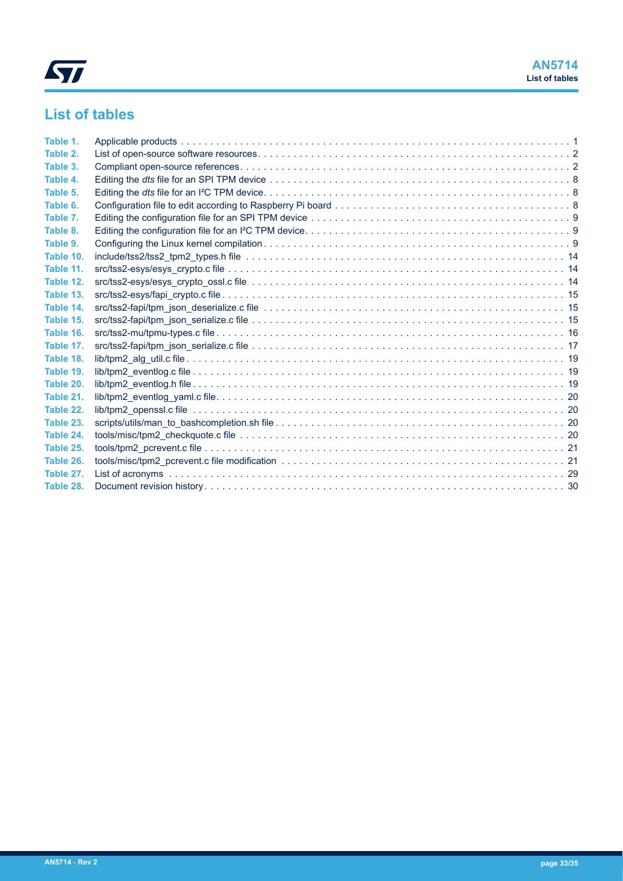## List of tables

| | | |
|---|---|---|
| Table 1. | Applicable products | 1 |
| Table 2. | List of open-source software resources | 2 |
| Table 3. | Compliant open-source references | 2 |
| Table 4. | Editing the *dts* file for an SPI TPM device | 8 |
| Table 5. | Editing the *dts* file for an I²C TPM device | 8 |
| Table 6. | Configuration file to edit according to Raspberry Pi board | 8 |
| Table 7. | Editing the configuration file for an SPI TPM device | 9 |
| Table 8. | Editing the configuration file for an I²C TPM device | 9 |
| Table 9. | Configuring the Linux kernel compilation | 9 |
| Table 10. | include/tss2/tss2_tpm2_types.h file | 14 |
| Table 11. | src/tss2-esys/esys_crypto.c file | 14 |
| Table 12. | src/tss2-esys/esys_crypto_ossl.c file | 14 |
| Table 13. | src/tss2-esys/fapi_crypto.c file | 15 |
| Table 14. | src/tss2-fapi/tpm_json_deserialize.c file | 15 |
| Table 15. | src/tss2-fapi/tpm_json_serialize.c file | 15 |
| Table 16. | src/tss2-mu/tpmu-types.c file | 16 |
| Table 17. | src/tss2-fapi/tpm_json_serialize.c file | 17 |
| Table 18. | lib/tpm2_alg_util.c file | 19 |
| Table 19. | lib/tpm2_eventlog.c file | 19 |
| Table 20. | lib/tpm2_eventlog.h file | 19 |
| Table 21. | lib/tpm2_eventlog_yaml.c file | 20 |
| Table 22. | lib/tpm2_openssl.c file | 20 |
| Table 23. | scripts/utils/man_to_bashcompletion.sh file | 20 |
| Table 24. | tools/misc/tpm2_checkquote.c file | 20 |
| Table 25. | tools/tpm2_pcrevent.c file | 21 |
| Table 26. | tools/misc/tpm2_pcrevent.c file modification | 21 |
| Table 27. | List of acronyms | 29 |
| Table 28. | Document revision history | 30 |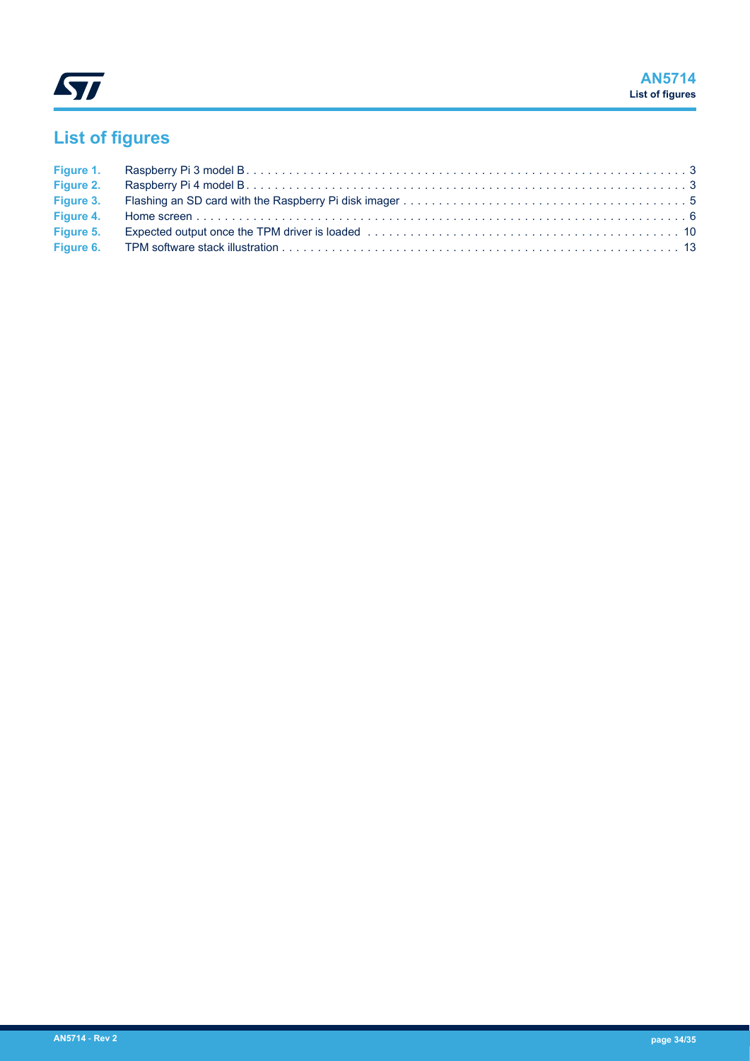# List of figures

| | | |
|---|---|---|
| Figure 1. | Raspberry Pi 3 model B | 3 |
| Figure 2. | Raspberry Pi 4 model B | 3 |
| Figure 3. | Flashing an SD card with the Raspberry Pi disk imager | 5 |
| Figure 4. | Home screen | 6 |
| Figure 5. | Expected output once the TPM driver is loaded | 10 |
| Figure 6. | TPM software stack illustration | 13 |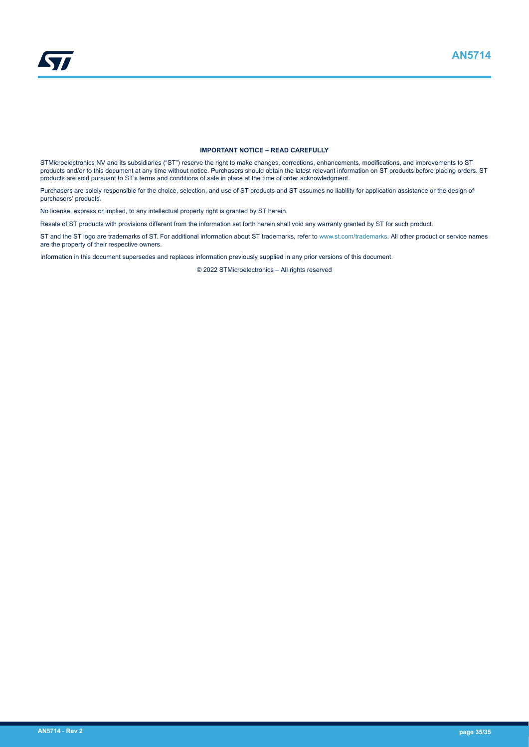**IMPORTANT NOTICE – READ CAREFULLY**

STMicroelectronics NV and its subsidiaries ("ST") reserve the right to make changes, corrections, enhancements, modifications, and improvements to ST products and/or to this document at any time without notice. Purchasers should obtain the latest relevant information on ST products before placing orders. ST products are sold pursuant to ST's terms and conditions of sale in place at the time of order acknowledgment.

Purchasers are solely responsible for the choice, selection, and use of ST products and ST assumes no liability for application assistance or the design of purchasers' products.

No license, express or implied, to any intellectual property right is granted by ST herein.

Resale of ST products with provisions different from the information set forth herein shall void any warranty granted by ST for such product.

ST and the ST logo are trademarks of ST. For additional information about ST trademarks, refer to www.st.com/trademarks. All other product or service names are the property of their respective owners.

Information in this document supersedes and replaces information previously supplied in any prior versions of this document.

© 2022 STMicroelectronics – All rights reserved